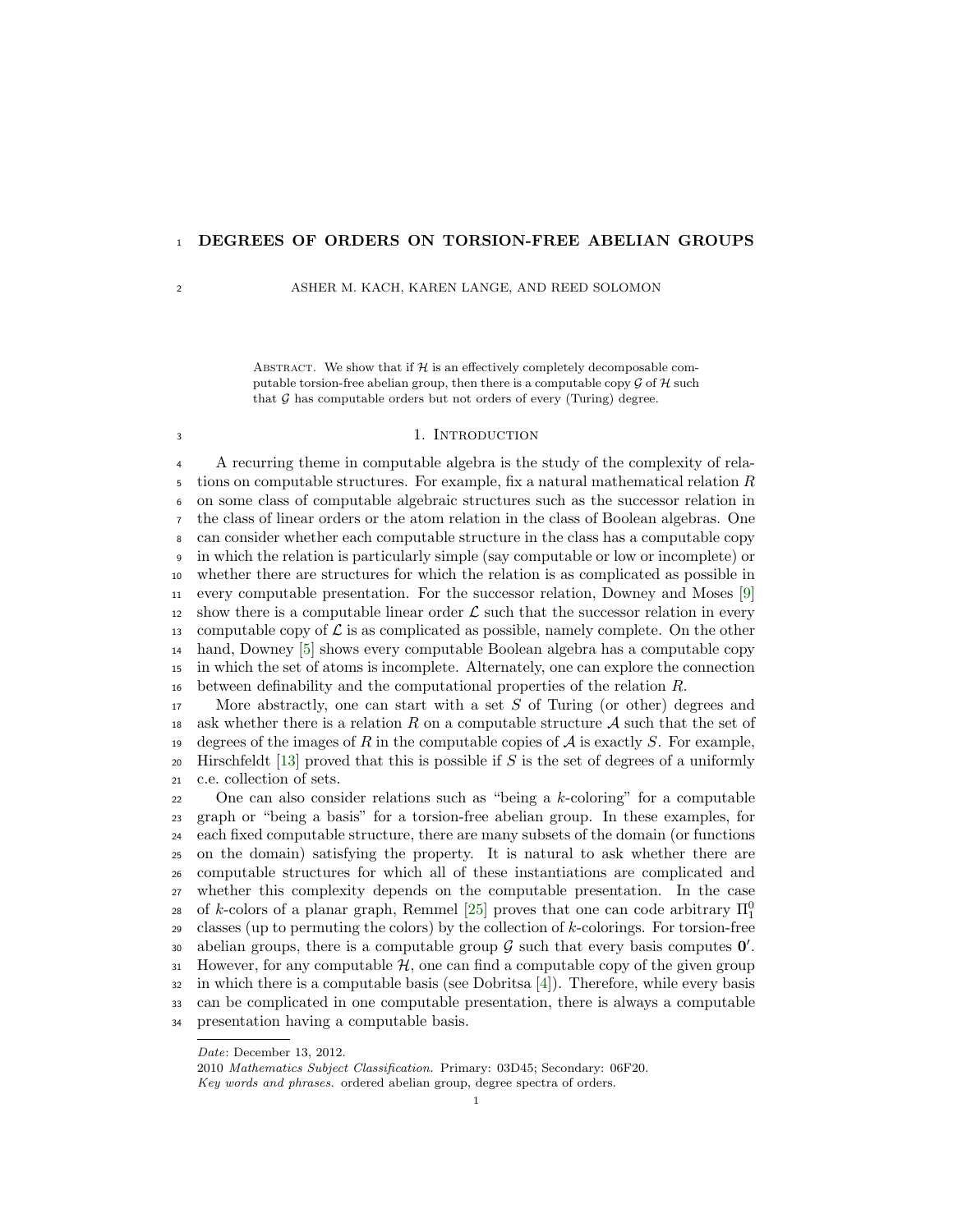# DEGREES OF ORDERS ON TORSION-FREE ABELIAN GROUPS

ASHER M. KACH, KAREN LANGE, AND REED SOLOMON

Abstract. We show that if $\mathcal{H}$ is an effectively completely decomposable computable torsion-free abelian group, then there is a computable copy $\mathcal{G}$ of $\mathcal{H}$ such that $\mathcal{G}$ has computable orders but not orders of every (Turing) degree.

## 1. Introduction

A recurring theme in computable algebra is the study of the complexity of relations on computable structures. For example, fix a natural mathematical relation $R$ on some class of computable algebraic structures such as the successor relation in the class of linear orders or the atom relation in the class of Boolean algebras. One can consider whether each computable structure in the class has a computable copy in which the relation is particularly simple (say computable or low or incomplete) or whether there are structures for which the relation is as complicated as possible in every computable presentation. For the successor relation, Downey and Moses [9] show there is a computable linear order $\mathcal{L}$ such that the successor relation in every computable copy of $\mathcal{L}$ is as complicated as possible, namely complete. On the other hand, Downey [5] shows every computable Boolean algebra has a computable copy in which the set of atoms is incomplete. Alternately, one can explore the connection between definability and the computational properties of the relation $R$.

More abstractly, one can start with a set $S$ of Turing (or other) degrees and ask whether there is a relation $R$ on a computable structure $\mathcal{A}$ such that the set of degrees of the images of $R$ in the computable copies of $\mathcal{A}$ is exactly $S$. For example, Hirschfeldt [13] proved that this is possible if $S$ is the set of degrees of a uniformly c.e. collection of sets.

One can also consider relations such as "being a $k$-coloring" for a computable graph or "being a basis" for a torsion-free abelian group. In these examples, for each fixed computable structure, there are many subsets of the domain (or functions on the domain) satisfying the property. It is natural to ask whether there are computable structures for which all of these instantiations are complicated and whether this complexity depends on the computable presentation. In the case of $k$-colors of a planar graph, Remmel [25] proves that one can code arbitrary $\Pi^0_1$ classes (up to permuting the colors) by the collection of $k$-colorings. For torsion-free abelian groups, there is a computable group $\mathcal{G}$ such that every basis computes $\mathbf{0}'$. However, for any computable $\mathcal{H}$, one can find a computable copy of the given group in which there is a computable basis (see Dobritsa [4]). Therefore, while every basis can be complicated in one computable presentation, there is always a computable presentation having a computable basis.

*Date*: December 13, 2012.

2010 *Mathematics Subject Classification.* Primary: 03D45; Secondary: 06F20.

*Key words and phrases.* ordered abelian group, degree spectra of orders.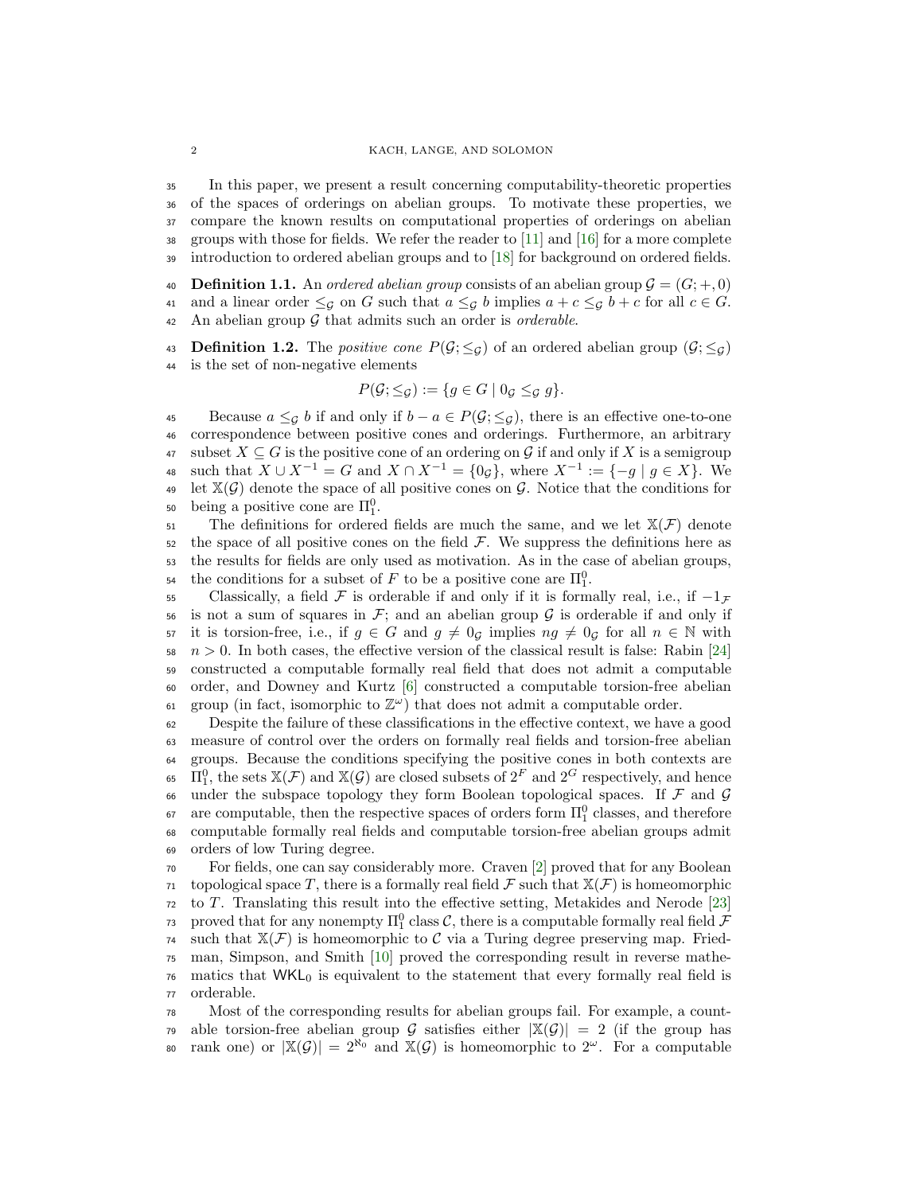In this paper, we present a result concerning computability-theoretic properties of the spaces of orderings on abelian groups. To motivate these properties, we compare the known results on computational properties of orderings on abelian groups with those for fields. We refer the reader to [11] and [16] for a more complete introduction to ordered abelian groups and to [18] for background on ordered fields.

**Definition 1.1.** An *ordered abelian group* consists of an abelian group $\mathcal{G} = (G; +, 0)$ and a linear order $\leq_{\mathcal{G}}$ on $G$ such that $a \leq_{\mathcal{G}} b$ implies $a + c \leq_{\mathcal{G}} b + c$ for all $c \in G$. An abelian group $\mathcal{G}$ that admits such an order is *orderable*.

**Definition 1.2.** The *positive cone* $P(\mathcal{G}; \leq_{\mathcal{G}})$ of an ordered abelian group $(\mathcal{G}; \leq_{\mathcal{G}})$ is the set of non-negative elements

$$P(\mathcal{G}; \leq_{\mathcal{G}}) := \{g \in G \mid 0_{\mathcal{G}} \leq_{\mathcal{G}} g\}.$$

Because $a \leq_{\mathcal{G}} b$ if and only if $b - a \in P(\mathcal{G}; \leq_{\mathcal{G}})$, there is an effective one-to-one correspondence between positive cones and orderings. Furthermore, an arbitrary subset $X \subseteq G$ is the positive cone of an ordering on $\mathcal{G}$ if and only if $X$ is a semigroup such that $X \cup X^{-1} = G$ and $X \cap X^{-1} = \{0_{\mathcal{G}}\}$, where $X^{-1} := \{-g \mid g \in X\}$. We let $\mathbb{X}(\mathcal{G})$ denote the space of all positive cones on $\mathcal{G}$. Notice that the conditions for being a positive cone are $\Pi^0_1$.

The definitions for ordered fields are much the same, and we let $\mathbb{X}(\mathcal{F})$ denote the space of all positive cones on the field $\mathcal{F}$. We suppress the definitions here as the results for fields are only used as motivation. As in the case of abelian groups, the conditions for a subset of $F$ to be a positive cone are $\Pi^0_1$.

Classically, a field $\mathcal{F}$ is orderable if and only if it is formally real, i.e., if $-1_{\mathcal{F}}$ is not a sum of squares in $\mathcal{F}$; and an abelian group $\mathcal{G}$ is orderable if and only if it is torsion-free, i.e., if $g \in G$ and $g \neq 0_{\mathcal{G}}$ implies $ng \neq 0_{\mathcal{G}}$ for all $n \in \mathbb{N}$ with $n > 0$. In both cases, the effective version of the classical result is false: Rabin [24] constructed a computable formally real field that does not admit a computable order, and Downey and Kurtz [6] constructed a computable torsion-free abelian group (in fact, isomorphic to $\mathbb{Z}^\omega$) that does not admit a computable order.

Despite the failure of these classifications in the effective context, we have a good measure of control over the orders on formally real fields and torsion-free abelian groups. Because the conditions specifying the positive cones in both contexts are $\Pi^0_1$, the sets $\mathbb{X}(\mathcal{F})$ and $\mathbb{X}(\mathcal{G})$ are closed subsets of $2^F$ and $2^G$ respectively, and hence under the subspace topology they form Boolean topological spaces. If $\mathcal{F}$ and $\mathcal{G}$ are computable, then the respective spaces of orders form $\Pi^0_1$ classes, and therefore computable formally real fields and computable torsion-free abelian groups admit orders of low Turing degree.

For fields, one can say considerably more. Craven [2] proved that for any Boolean topological space $T$, there is a formally real field $\mathcal{F}$ such that $\mathbb{X}(\mathcal{F})$ is homeomorphic to $T$. Translating this result into the effective setting, Metakides and Nerode [23] proved that for any nonempty $\Pi^0_1$ class $\mathcal{C}$, there is a computable formally real field $\mathcal{F}$ such that $\mathbb{X}(\mathcal{F})$ is homeomorphic to $\mathcal{C}$ via a Turing degree preserving map. Friedman, Simpson, and Smith [10] proved the corresponding result in reverse mathematics that $\mathsf{WKL}_0$ is equivalent to the statement that every formally real field is orderable.

Most of the corresponding results for abelian groups fail. For example, a countable torsion-free abelian group $\mathcal{G}$ satisfies either $|\mathbb{X}(\mathcal{G})| = 2$ (if the group has rank one) or $|\mathbb{X}(\mathcal{G})| = 2^{\aleph_0}$ and $\mathbb{X}(\mathcal{G})$ is homeomorphic to $2^\omega$. For a computable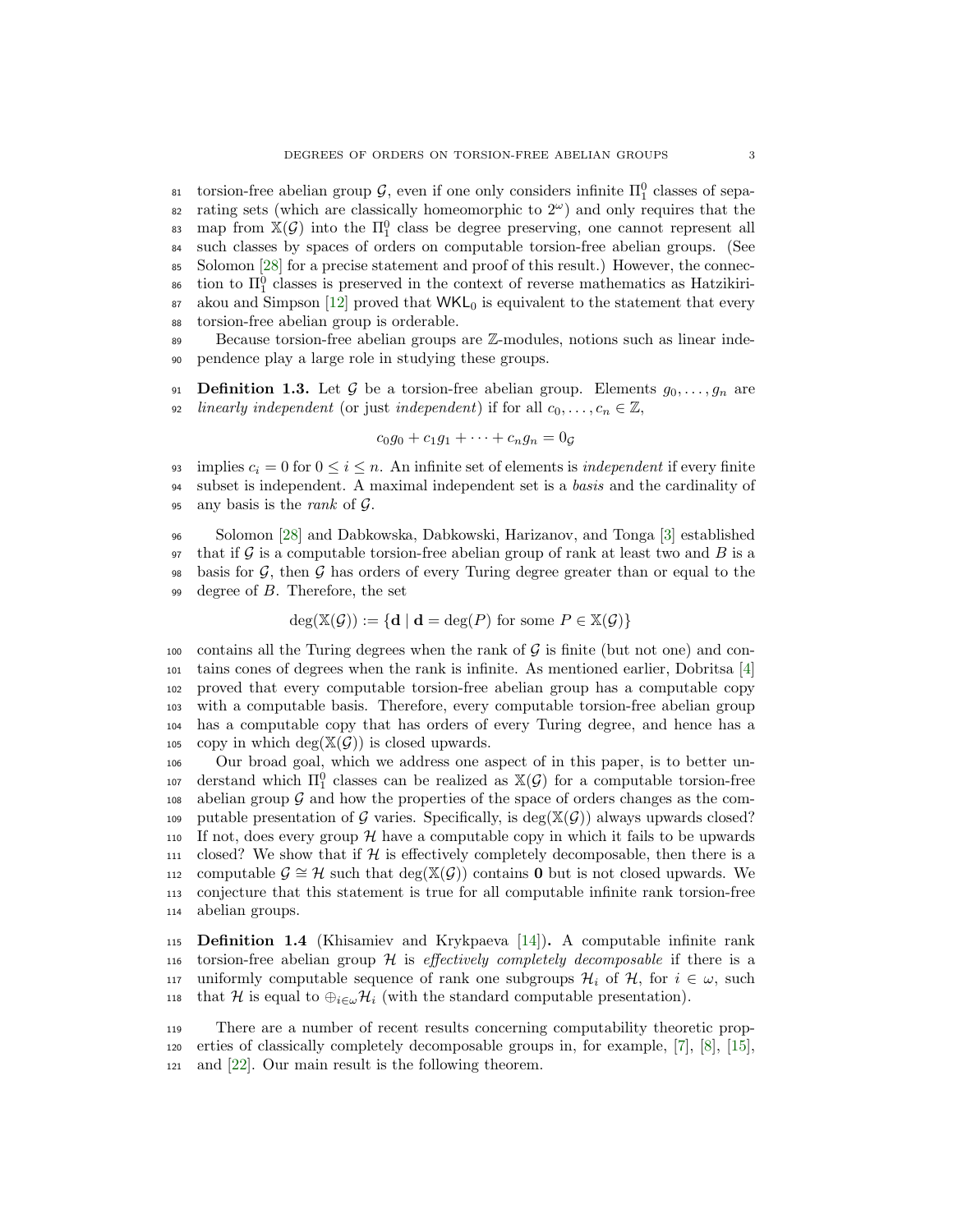torsion-free abelian group $\mathcal{G}$, even if one only considers infinite $\Pi^0_1$ classes of separating sets (which are classically homeomorphic to $2^\omega$) and only requires that the map from $\mathbb{X}(\mathcal{G})$ into the $\Pi^0_1$ class be degree preserving, one cannot represent all such classes by spaces of orders on computable torsion-free abelian groups. (See Solomon [28] for a precise statement and proof of this result.) However, the connection to $\Pi^0_1$ classes is preserved in the context of reverse mathematics as Hatzikiriakou and Simpson [12] proved that $\mathsf{WKL}_0$ is equivalent to the statement that every torsion-free abelian group is orderable.

Because torsion-free abelian groups are $\mathbb{Z}$-modules, notions such as linear independence play a large role in studying these groups.

**Definition 1.3.** Let $\mathcal{G}$ be a torsion-free abelian group. Elements $g_0, \ldots, g_n$ are *linearly independent* (or just *independent*) if for all $c_0, \ldots, c_n \in \mathbb{Z}$,

$$c_0 g_0 + c_1 g_1 + \cdots + c_n g_n = 0_{\mathcal{G}}$$

implies $c_i = 0$ for $0 \leq i \leq n$. An infinite set of elements is *independent* if every finite subset is independent. A maximal independent set is a *basis* and the cardinality of any basis is the *rank* of $\mathcal{G}$.

Solomon [28] and Dabkowska, Dabkowski, Harizanov, and Tonga [3] established that if $\mathcal{G}$ is a computable torsion-free abelian group of rank at least two and $B$ is a basis for $\mathcal{G}$, then $\mathcal{G}$ has orders of every Turing degree greater than or equal to the degree of $B$. Therefore, the set

$$\deg(\mathbb{X}(\mathcal{G})) := \{\mathbf{d} \mid \mathbf{d} = \deg(P) \text{ for some } P \in \mathbb{X}(\mathcal{G})\}$$

contains all the Turing degrees when the rank of $\mathcal{G}$ is finite (but not one) and contains cones of degrees when the rank is infinite. As mentioned earlier, Dobritsa [4] proved that every computable torsion-free abelian group has a computable copy with a computable basis. Therefore, every computable torsion-free abelian group has a computable copy that has orders of every Turing degree, and hence has a copy in which $\deg(\mathbb{X}(\mathcal{G}))$ is closed upwards.

Our broad goal, which we address one aspect of in this paper, is to better understand which $\Pi^0_1$ classes can be realized as $\mathbb{X}(\mathcal{G})$ for a computable torsion-free abelian group $\mathcal{G}$ and how the properties of the space of orders changes as the computable presentation of $\mathcal{G}$ varies. Specifically, is $\deg(\mathbb{X}(\mathcal{G}))$ always upwards closed? If not, does every group $\mathcal{H}$ have a computable copy in which it fails to be upwards closed? We show that if $\mathcal{H}$ is effectively completely decomposable, then there is a computable $\mathcal{G} \cong \mathcal{H}$ such that $\deg(\mathbb{X}(\mathcal{G}))$ contains $\mathbf{0}$ but is not closed upwards. We conjecture that this statement is true for all computable infinite rank torsion-free abelian groups.

**Definition 1.4** (Khisamiev and Krykpaeva [14])**.** A computable infinite rank torsion-free abelian group $\mathcal{H}$ is *effectively completely decomposable* if there is a uniformly computable sequence of rank one subgroups $\mathcal{H}_i$ of $\mathcal{H}$, for $i \in \omega$, such that $\mathcal{H}$ is equal to $\oplus_{i\in\omega}\mathcal{H}_i$ (with the standard computable presentation).

There are a number of recent results concerning computability theoretic properties of classically completely decomposable groups in, for example, [7], [8], [15], and [22]. Our main result is the following theorem.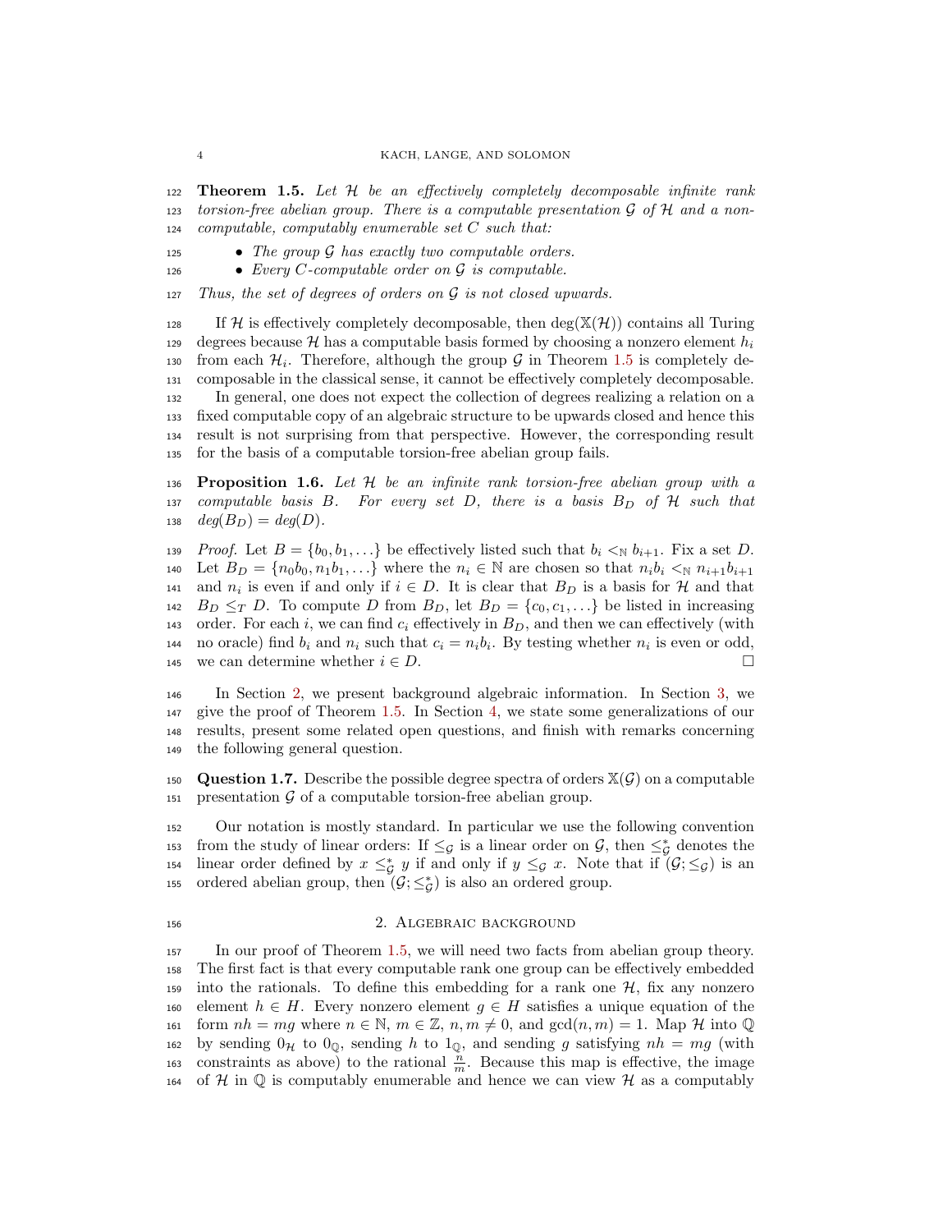**Theorem 1.5.** *Let $\mathcal{H}$ be an effectively completely decomposable infinite rank torsion-free abelian group. There is a computable presentation $\mathcal{G}$ of $\mathcal{H}$ and a non-computable, computably enumerable set $C$ such that:*

- *The group $\mathcal{G}$ has exactly two computable orders.*
- *Every $C$-computable order on $\mathcal{G}$ is computable.*

*Thus, the set of degrees of orders on $\mathcal{G}$ is not closed upwards.*

If $\mathcal{H}$ is effectively completely decomposable, then $\deg(\mathbb{X}(\mathcal{H}))$ contains all Turing degrees because $\mathcal{H}$ has a computable basis formed by choosing a nonzero element $h_i$ from each $\mathcal{H}_i$. Therefore, although the group $\mathcal{G}$ in Theorem 1.5 is completely decomposable in the classical sense, it cannot be effectively completely decomposable.

In general, one does not expect the collection of degrees realizing a relation on a fixed computable copy of an algebraic structure to be upwards closed and hence this result is not surprising from that perspective. However, the corresponding result for the basis of a computable torsion-free abelian group fails.

**Proposition 1.6.** *Let $\mathcal{H}$ be an infinite rank torsion-free abelian group with a computable basis $B$. For every set $D$, there is a basis $B_D$ of $\mathcal{H}$ such that $deg(B_D) = deg(D)$.*

*Proof.* Let $B = \{b_0, b_1, \ldots\}$ be effectively listed such that $b_i <_{\mathbb{N}} b_{i+1}$. Fix a set $D$. Let $B_D = \{n_0 b_0, n_1 b_1, \ldots\}$ where the $n_i \in \mathbb{N}$ are chosen so that $n_i b_i <_{\mathbb{N}} n_{i+1} b_{i+1}$ and $n_i$ is even if and only if $i \in D$. It is clear that $B_D$ is a basis for $\mathcal{H}$ and that $B_D \leq_T D$. To compute $D$ from $B_D$, let $B_D = \{c_0, c_1, \ldots\}$ be listed in increasing order. For each $i$, we can find $c_i$ effectively in $B_D$, and then we can effectively (with no oracle) find $b_i$ and $n_i$ such that $c_i = n_i b_i$. By testing whether $n_i$ is even or odd, we can determine whether $i \in D$. □

In Section 2, we present background algebraic information. In Section 3, we give the proof of Theorem 1.5. In Section 4, we state some generalizations of our results, present some related open questions, and finish with remarks concerning the following general question.

**Question 1.7.** Describe the possible degree spectra of orders $\mathbb{X}(\mathcal{G})$ on a computable presentation $\mathcal{G}$ of a computable torsion-free abelian group.

Our notation is mostly standard. In particular we use the following convention from the study of linear orders: If $\leq_{\mathcal{G}}$ is a linear order on $\mathcal{G}$, then $\leq_{\mathcal{G}}^*$ denotes the linear order defined by $x \leq_{\mathcal{G}}^* y$ if and only if $y \leq_{\mathcal{G}} x$. Note that if $(\mathcal{G}; \leq_{\mathcal{G}})$ is an ordered abelian group, then $(\mathcal{G}; \leq_{\mathcal{G}}^*)$ is also an ordered group.

## 2. Algebraic background

In our proof of Theorem 1.5, we will need two facts from abelian group theory. The first fact is that every computable rank one group can be effectively embedded into the rationals. To define this embedding for a rank one $\mathcal{H}$, fix any nonzero element $h \in H$. Every nonzero element $g \in H$ satisfies a unique equation of the form $nh = mg$ where $n \in \mathbb{N}$, $m \in \mathbb{Z}$, $n, m \neq 0$, and $\gcd(n, m) = 1$. Map $\mathcal{H}$ into $\mathbb{Q}$ by sending $0_{\mathcal{H}}$ to $0_{\mathbb{Q}}$, sending $h$ to $1_{\mathbb{Q}}$, and sending $g$ satisfying $nh = mg$ (with constraints as above) to the rational $\frac{n}{m}$. Because this map is effective, the image of $\mathcal{H}$ in $\mathbb{Q}$ is computably enumerable and hence we can view $\mathcal{H}$ as a computably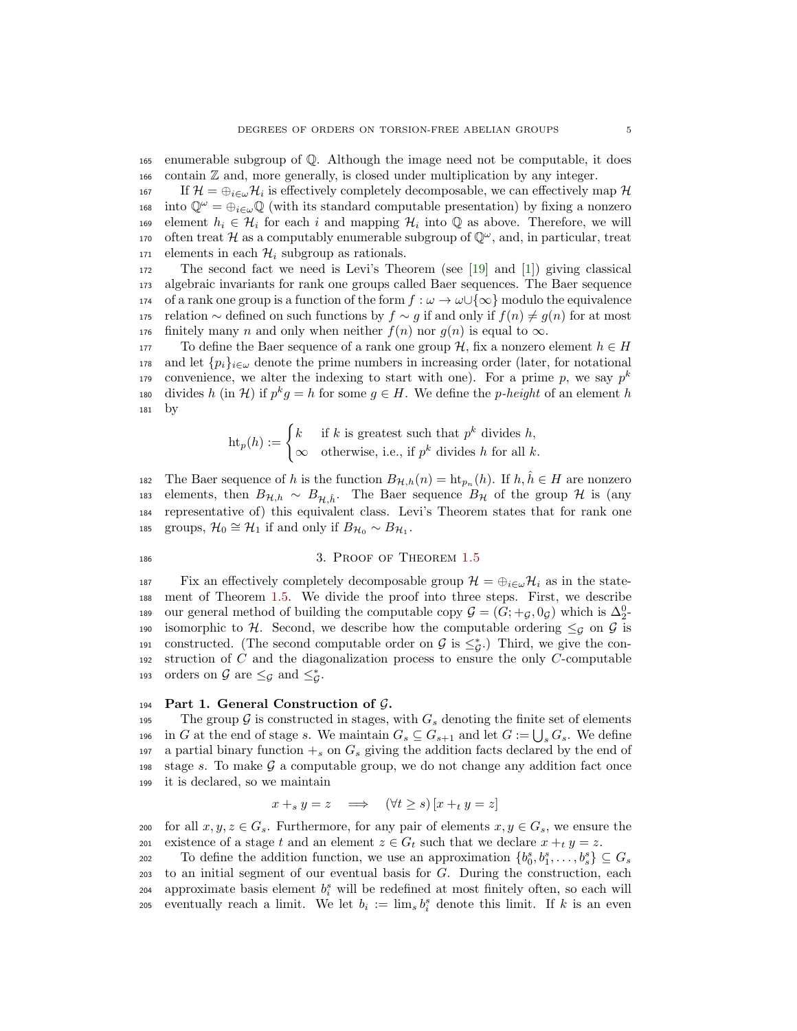enumerable subgroup of $\mathbb{Q}$. Although the image need not be computable, it does contain $\mathbb{Z}$ and, more generally, is closed under multiplication by any integer.

If $\mathcal{H} = \oplus_{i\in\omega}\mathcal{H}_i$ is effectively completely decomposable, we can effectively map $\mathcal{H}$ into $\mathbb{Q}^\omega = \oplus_{i\in\omega}\mathbb{Q}$ (with its standard computable presentation) by fixing a nonzero element $h_i \in \mathcal{H}_i$ for each $i$ and mapping $\mathcal{H}_i$ into $\mathbb{Q}$ as above. Therefore, we will often treat $\mathcal{H}$ as a computably enumerable subgroup of $\mathbb{Q}^\omega$, and, in particular, treat elements in each $\mathcal{H}_i$ subgroup as rationals.

The second fact we need is Levi's Theorem (see [19] and [1]) giving classical algebraic invariants for rank one groups called Baer sequences. The Baer sequence of a rank one group is a function of the form $f : \omega \to \omega\cup\{\infty\}$ modulo the equivalence relation $\sim$ defined on such functions by $f \sim g$ if and only if $f(n) \neq g(n)$ for at most finitely many $n$ and only when neither $f(n)$ nor $g(n)$ is equal to $\infty$.

To define the Baer sequence of a rank one group $\mathcal{H}$, fix a nonzero element $h \in H$ and let $\{p_i\}_{i\in\omega}$ denote the prime numbers in increasing order (later, for notational convenience, we alter the indexing to start with one). For a prime $p$, we say $p^k$ divides $h$ (in $\mathcal{H}$) if $p^k g = h$ for some $g \in H$. We define the *p-height* of an element $h$ by

$$\mathrm{ht}_p(h) := \begin{cases} k & \text{if } k \text{ is greatest such that } p^k \text{ divides } h, \\ \infty & \text{otherwise, i.e., if } p^k \text{ divides } h \text{ for all } k. \end{cases}$$

The Baer sequence of $h$ is the function $B_{\mathcal{H},h}(n) = \mathrm{ht}_{p_n}(h)$. If $h, \hat{h} \in H$ are nonzero elements, then $B_{\mathcal{H},h} \sim B_{\mathcal{H},\hat{h}}$. The Baer sequence $B_\mathcal{H}$ of the group $\mathcal{H}$ is (any representative of) this equivalent class. Levi's Theorem states that for rank one groups, $\mathcal{H}_0 \cong \mathcal{H}_1$ if and only if $B_{\mathcal{H}_0} \sim B_{\mathcal{H}_1}$.

## 3. Proof of Theorem 1.5

Fix an effectively completely decomposable group $\mathcal{H} = \oplus_{i\in\omega}\mathcal{H}_i$ as in the statement of Theorem 1.5. We divide the proof into three steps. First, we describe our general method of building the computable copy $\mathcal{G} = (G; +_\mathcal{G}, 0_\mathcal{G})$ which is $\Delta^0_2$-isomorphic to $\mathcal{H}$. Second, we describe how the computable ordering $\leq_\mathcal{G}$ on $\mathcal{G}$ is constructed. (The second computable order on $\mathcal{G}$ is $\leq^*_\mathcal{G}$.) Third, we give the construction of $C$ and the diagonalization process to ensure the only $C$-computable orders on $\mathcal{G}$ are $\leq_\mathcal{G}$ and $\leq^*_\mathcal{G}$.

**Part 1. General Construction of $\mathcal{G}$.**

The group $\mathcal{G}$ is constructed in stages, with $G_s$ denoting the finite set of elements in $G$ at the end of stage $s$. We maintain $G_s \subseteq G_{s+1}$ and let $G := \bigcup_s G_s$. We define a partial binary function $+_s$ on $G_s$ giving the addition facts declared by the end of stage $s$. To make $\mathcal{G}$ a computable group, we do not change any addition fact once it is declared, so we maintain

$$x +_s y = z \quad \Longrightarrow \quad (\forall t \geq s)\,[x +_t y = z]$$

for all $x, y, z \in G_s$. Furthermore, for any pair of elements $x, y \in G_s$, we ensure the existence of a stage $t$ and an element $z \in G_t$ such that we declare $x +_t y = z$.

To define the addition function, we use an approximation $\{b^s_0, b^s_1, \ldots, b^s_s\} \subseteq G_s$ to an initial segment of our eventual basis for $G$. During the construction, each approximate basis element $b^s_i$ will be redefined at most finitely often, so each will eventually reach a limit. We let $b_i := \lim_s b^s_i$ denote this limit. If $k$ is an even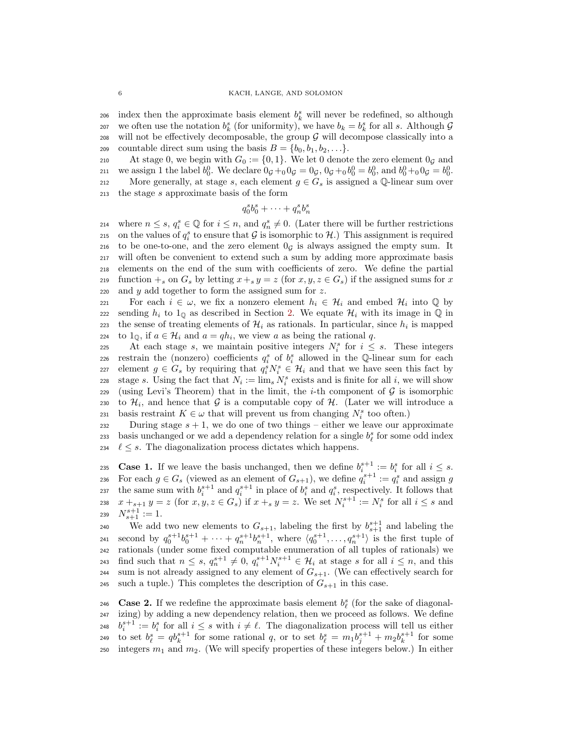index then the approximate basis element $b^s_k$ will never be redefined, so although we often use the notation $b^s_k$ (for uniformity), we have $b_k = b^s_k$ for all $s$. Although $\mathcal{G}$ will not be effectively decomposable, the group $\mathcal{G}$ will decompose classically into a countable direct sum using the basis $B = \{b_0, b_1, b_2, \ldots\}$.

At stage 0, we begin with $G_0 := \{0, 1\}$. We let 0 denote the zero element $0_\mathcal{G}$ and we assign 1 the label $b^0_0$. We declare $0_\mathcal{G} +_0 0_\mathcal{G} = 0_\mathcal{G}$, $0_\mathcal{G} +_0 b^0_0 = b^0_0$, and $b^0_0 +_0 0_\mathcal{G} = b^0_0$.

More generally, at stage $s$, each element $g \in G_s$ is assigned a $\mathbb{Q}$-linear sum over the stage $s$ approximate basis of the form

$$q^s_0 b^s_0 + \cdots + q^s_n b^s_n$$

where $n \leq s$, $q^s_i \in \mathbb{Q}$ for $i \leq n$, and $q^s_n \neq 0$. (Later there will be further restrictions on the values of $q^s_i$ to ensure that $\mathcal{G}$ is isomorphic to $\mathcal{H}$.) This assignment is required to be one-to-one, and the zero element $0_\mathcal{G}$ is always assigned the empty sum. It will often be convenient to extend such a sum by adding more approximate basis elements on the end of the sum with coefficients of zero. We define the partial function $+_s$ on $G_s$ by letting $x +_s y = z$ (for $x, y, z \in G_s$) if the assigned sums for $x$ and $y$ add together to form the assigned sum for $z$.

For each $i \in \omega$, we fix a nonzero element $h_i \in \mathcal{H}_i$ and embed $\mathcal{H}_i$ into $\mathbb{Q}$ by sending $h_i$ to $1_\mathbb{Q}$ as described in Section 2. We equate $\mathcal{H}_i$ with its image in $\mathbb{Q}$ in the sense of treating elements of $\mathcal{H}_i$ as rationals. In particular, since $h_i$ is mapped to $1_\mathbb{Q}$, if $a \in \mathcal{H}_i$ and $a = qh_i$, we view $a$ as being the rational $q$.

At each stage $s$, we maintain positive integers $N^s_i$ for $i \leq s$. These integers restrain the (nonzero) coefficients $q^s_i$ of $b^s_i$ allowed in the $\mathbb{Q}$-linear sum for each element $g \in G_s$ by requiring that $q^s_i N^s_i \in \mathcal{H}_i$ and that we have seen this fact by stage $s$. Using the fact that $N_i := \lim_s N^s_i$ exists and is finite for all $i$, we will show (using Levi's Theorem) that in the limit, the $i$-th component of $\mathcal{G}$ is isomorphic to $\mathcal{H}_i$, and hence that $\mathcal{G}$ is a computable copy of $\mathcal{H}$. (Later we will introduce a basis restraint $K \in \omega$ that will prevent us from changing $N^s_i$ too often.)

During stage $s+1$, we do one of two things – either we leave our approximate basis unchanged or we add a dependency relation for a single $b^s_\ell$ for some odd index $\ell \leq s$. The diagonalization process dictates which happens.

**Case 1.** If we leave the basis unchanged, then we define $b^{s+1}_i := b^s_i$ for all $i \leq s$. For each $g \in G_s$ (viewed as an element of $G_{s+1}$), we define $q^{s+1}_i := q^s_i$ and assign $g$ the same sum with $b^{s+1}_i$ and $q^{s+1}_i$ in place of $b^s_i$ and $q^s_i$, respectively. It follows that $x +_{s+1} y = z$ (for $x, y, z \in G_s$) if $x +_s y = z$. We set $N^{s+1}_i := N^s_i$ for all $i \leq s$ and $N^{s+1}_{s+1} := 1$.

We add two new elements to $G_{s+1}$, labeling the first by $b^{s+1}_{s+1}$ and labeling the second by $q^{s+1}_0 b^{s+1}_0 + \cdots + q^{s+1}_n b^{s+1}_n$, where $\langle q^{s+1}_0, \ldots, q^{s+1}_n \rangle$ is the first tuple of rationals (under some fixed computable enumeration of all tuples of rationals) we find such that $n \leq s$, $q^{s+1}_n \neq 0$, $q^{s+1}_i N^{s+1}_i \in \mathcal{H}_i$ at stage $s$ for all $i \leq n$, and this sum is not already assigned to any element of $G_{s+1}$. (We can effectively search for such a tuple.) This completes the description of $G_{s+1}$ in this case.

**Case 2.** If we redefine the approximate basis element $b^s_\ell$ (for the sake of diagonalizing) by adding a new dependency relation, then we proceed as follows. We define $b^{s+1}_i := b^s_i$ for all $i \leq s$ with $i \neq \ell$. The diagonalization process will tell us either to set $b^s_\ell = q b^{s+1}_k$ for some rational $q$, or to set $b^s_\ell = m_1 b^{s+1}_j + m_2 b^{s+1}_k$ for some integers $m_1$ and $m_2$. (We will specify properties of these integers below.) In either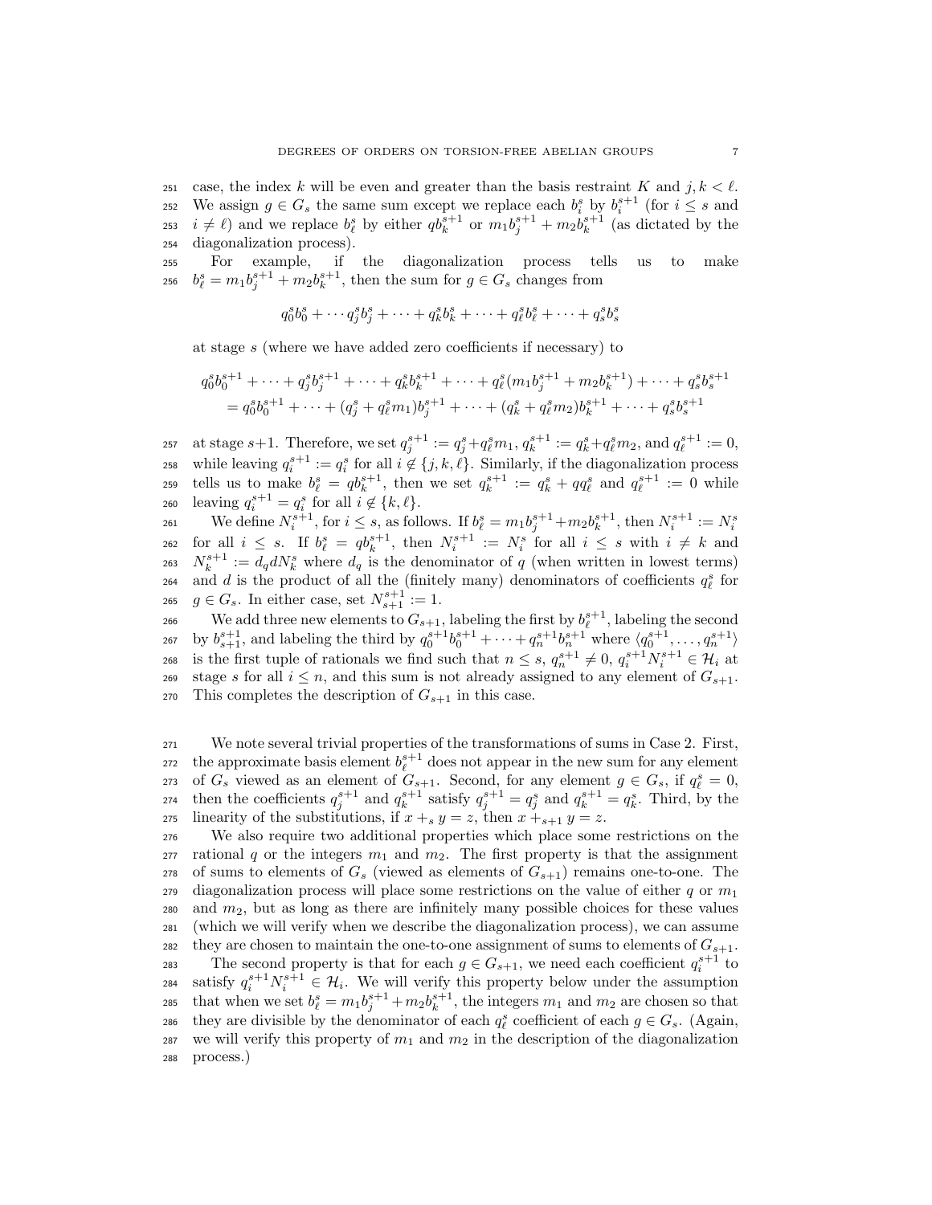case, the index $k$ will be even and greater than the basis restraint $K$ and $j, k < \ell$. We assign $g \in G_s$ the same sum except we replace each $b_i^s$ by $b_i^{s+1}$ (for $i \leq s$ and $i \neq \ell$) and we replace $b_\ell^s$ by either $qb_k^{s+1}$ or $m_1 b_j^{s+1} + m_2 b_k^{s+1}$ (as dictated by the diagonalization process).

For example, if the diagonalization process tells us to make $b_\ell^s = m_1 b_j^{s+1} + m_2 b_k^{s+1}$, then the sum for $g \in G_s$ changes from

$$q_0^s b_0^s + \cdots q_j^s b_j^s + \cdots + q_k^s b_k^s + \cdots + q_\ell^s b_\ell^s + \cdots + q_s^s b_s^s$$

at stage $s$ (where we have added zero coefficients if necessary) to

$$\begin{aligned} q_0^s b_0^{s+1} + \cdots + q_j^s b_j^{s+1} + \cdots + q_k^s b_k^{s+1} + \cdots + q_\ell^s (m_1 b_j^{s+1} + m_2 b_k^{s+1}) + \cdots + q_s^s b_s^{s+1} \\ = q_0^s b_0^{s+1} + \cdots + (q_j^s + q_\ell^s m_1) b_j^{s+1} + \cdots + (q_k^s + q_\ell^s m_2) b_k^{s+1} + \cdots + q_s^s b_s^{s+1} \end{aligned}$$

at stage $s+1$. Therefore, we set $q_j^{s+1} := q_j^s + q_\ell^s m_1$, $q_k^{s+1} := q_k^s + q_\ell^s m_2$, and $q_\ell^{s+1} := 0$, while leaving $q_i^{s+1} := q_i^s$ for all $i \notin \{j, k, \ell\}$. Similarly, if the diagonalization process tells us to make $b_\ell^s = qb_k^{s+1}$, then we set $q_k^{s+1} := q_k^s + qq_\ell^s$ and $q_\ell^{s+1} := 0$ while leaving $q_i^{s+1} = q_i^s$ for all $i \notin \{k, \ell\}$.

We define $N_i^{s+1}$, for $i \leq s$, as follows. If $b_\ell^s = m_1 b_j^{s+1} + m_2 b_k^{s+1}$, then $N_i^{s+1} := N_i^s$ for all $i \leq s$. If $b_\ell^s = qb_k^{s+1}$, then $N_i^{s+1} := N_i^s$ for all $i \leq s$ with $i \neq k$ and $N_k^{s+1} := d_q d N_k^s$ where $d_q$ is the denominator of $q$ (when written in lowest terms) and $d$ is the product of all the (finitely many) denominators of coefficients $q_\ell^s$ for $g \in G_s$. In either case, set $N_{s+1}^{s+1} := 1$.

We add three new elements to $G_{s+1}$, labeling the first by $b_\ell^{s+1}$, labeling the second by $b_{s+1}^{s+1}$, and labeling the third by $q_0^{s+1} b_0^{s+1} + \cdots + q_n^{s+1} b_n^{s+1}$ where $\langle q_0^{s+1}, \ldots, q_n^{s+1} \rangle$ is the first tuple of rationals we find such that $n \leq s$, $q_n^{s+1} \neq 0$, $q_i^{s+1} N_i^{s+1} \in \mathcal{H}_i$ at stage $s$ for all $i \leq n$, and this sum is not already assigned to any element of $G_{s+1}$. This completes the description of $G_{s+1}$ in this case.

We note several trivial properties of the transformations of sums in Case 2. First, the approximate basis element $b_\ell^{s+1}$ does not appear in the new sum for any element of $G_s$ viewed as an element of $G_{s+1}$. Second, for any element $g \in G_s$, if $q_\ell^s = 0$, then the coefficients $q_j^{s+1}$ and $q_k^{s+1}$ satisfy $q_j^{s+1} = q_j^s$ and $q_k^{s+1} = q_k^s$. Third, by the linearity of the substitutions, if $x +_s y = z$, then $x +_{s+1} y = z$.

We also require two additional properties which place some restrictions on the rational $q$ or the integers $m_1$ and $m_2$. The first property is that the assignment of sums to elements of $G_s$ (viewed as elements of $G_{s+1}$) remains one-to-one. The diagonalization process will place some restrictions on the value of either $q$ or $m_1$ and $m_2$, but as long as there are infinitely many possible choices for these values (which we will verify when we describe the diagonalization process), we can assume they are chosen to maintain the one-to-one assignment of sums to elements of $G_{s+1}$.

The second property is that for each $g \in G_{s+1}$, we need each coefficient $q_i^{s+1}$ to satisfy $q_i^{s+1} N_i^{s+1} \in \mathcal{H}_i$. We will verify this property below under the assumption that when we set $b_\ell^s = m_1 b_j^{s+1} + m_2 b_k^{s+1}$, the integers $m_1$ and $m_2$ are chosen so that they are divisible by the denominator of each $q_\ell^s$ coefficient of each $g \in G_s$. (Again, we will verify this property of $m_1$ and $m_2$ in the description of the diagonalization process.)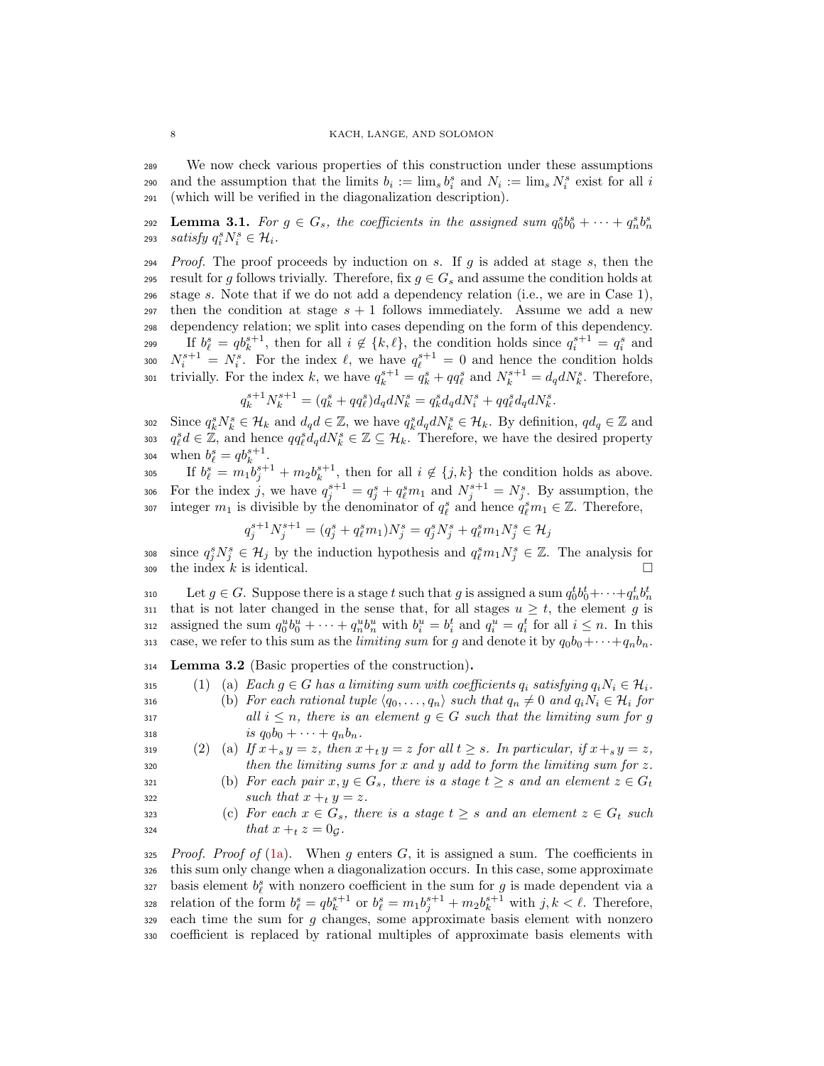We now check various properties of this construction under these assumptions and the assumption that the limits $b_i := \lim_s b_i^s$ and $N_i := \lim_s N_i^s$ exist for all $i$ (which will be verified in the diagonalization description).

**Lemma 3.1.** *For $g \in G_s$, the coefficients in the assigned sum $q_0^s b_0^s + \cdots + q_n^s b_n^s$ satisfy $q_i^s N_i^s \in \mathcal{H}_i$.*

*Proof.* The proof proceeds by induction on $s$. If $g$ is added at stage $s$, then the result for $g$ follows trivially. Therefore, fix $g \in G_s$ and assume the condition holds at stage $s$. Note that if we do not add a dependency relation (i.e., we are in Case 1), then the condition at stage $s+1$ follows immediately. Assume we add a new dependency relation; we split into cases depending on the form of this dependency.

If $b_\ell^s = q b_k^{s+1}$, then for all $i \notin \{k, \ell\}$, the condition holds since $q_i^{s+1} = q_i^s$ and $N_i^{s+1} = N_i^s$. For the index $\ell$, we have $q_\ell^{s+1} = 0$ and hence the condition holds trivially. For the index $k$, we have $q_k^{s+1} = q_k^s + q q_\ell^s$ and $N_k^{s+1} = d_q d N_k^s$. Therefore,

$$q_k^{s+1} N_k^{s+1} = (q_k^s + q q_\ell^s) d_q d N_k^s = q_k^s d_q d N_i^s + q q_\ell^s d_q d N_k^s.$$

Since $q_k^s N_k^s \in \mathcal{H}_k$ and $d_q d \in \mathbb{Z}$, we have $q_k^s d_q d N_k^s \in \mathcal{H}_k$. By definition, $q d_q \in \mathbb{Z}$ and $q_\ell^s d \in \mathbb{Z}$, and hence $q q_\ell^s d_q d N_k^s \in \mathbb{Z} \subseteq \mathcal{H}_k$. Therefore, we have the desired property when $b_\ell^s = q b_k^{s+1}$.

If $b_\ell^s = m_1 b_j^{s+1} + m_2 b_k^{s+1}$, then for all $i \notin \{j, k\}$ the condition holds as above. For the index $j$, we have $q_j^{s+1} = q_j^s + q_\ell^s m_1$ and $N_j^{s+1} = N_j^s$. By assumption, the integer $m_1$ is divisible by the denominator of $q_\ell^s$ and hence $q_\ell^s m_1 \in \mathbb{Z}$. Therefore,

$$q_j^{s+1} N_j^{s+1} = (q_j^s + q_\ell^s m_1) N_j^s = q_j^s N_j^s + q_\ell^s m_1 N_j^s \in \mathcal{H}_j$$

since $q_j^s N_j^s \in \mathcal{H}_j$ by the induction hypothesis and $q_\ell^s m_1 N_j^s \in \mathbb{Z}$. The analysis for the index $k$ is identical. $\square$

Let $g \in G$. Suppose there is a stage $t$ such that $g$ is assigned a sum $q_0^t b_0^t + \cdots + q_n^t b_n^t$ that is not later changed in the sense that, for all stages $u \geq t$, the element $g$ is assigned the sum $q_0^u b_0^u + \cdots + q_n^u b_n^u$ with $b_i^u = b_i^t$ and $q_i^u = q_i^t$ for all $i \leq n$. In this case, we refer to this sum as the *limiting sum* for $g$ and denote it by $q_0 b_0 + \cdots + q_n b_n$.

**Lemma 3.2** (Basic properties of the construction)**.**

1. (a) *Each $g \in G$ has a limiting sum with coefficients $q_i$ satisfying $q_i N_i \in \mathcal{H}_i$.*
   (b) *For each rational tuple $\langle q_0, \ldots, q_n \rangle$ such that $q_n \neq 0$ and $q_i N_i \in \mathcal{H}_i$ for all $i \leq n$, there is an element $g \in G$ such that the limiting sum for $g$ is $q_0 b_0 + \cdots + q_n b_n$.*
2. (a) *If $x +_s y = z$, then $x +_t y = z$ for all $t \geq s$. In particular, if $x +_s y = z$, then the limiting sums for $x$ and $y$ add to form the limiting sum for $z$.*
   (b) *For each pair $x, y \in G_s$, there is a stage $t \geq s$ and an element $z \in G_t$ such that $x +_t y = z$.*
   (c) *For each $x \in G_s$, there is a stage $t \geq s$ and an element $z \in G_t$ such that $x +_t z = 0_{\mathcal{G}}$.*

*Proof. Proof of* (1a). When $g$ enters $G$, it is assigned a sum. The coefficients in this sum only change when a diagonalization occurs. In this case, some approximate basis element $b_\ell^s$ with nonzero coefficient in the sum for $g$ is made dependent via a relation of the form $b_\ell^s = q b_k^{s+1}$ or $b_\ell^s = m_1 b_j^{s+1} + m_2 b_k^{s+1}$ with $j, k < \ell$. Therefore, each time the sum for $g$ changes, some approximate basis element with nonzero coefficient is replaced by rational multiples of approximate basis elements with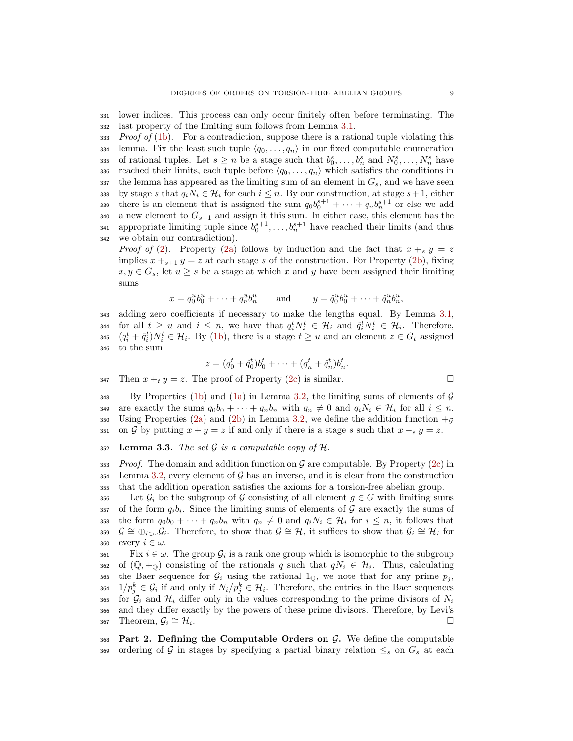lower indices. This process can only occur finitely often before terminating. The last property of the limiting sum follows from Lemma 3.1.

*Proof of* (1b). For a contradiction, suppose there is a rational tuple violating this lemma. Fix the least such tuple $\langle q_0, \dots, q_n \rangle$ in our fixed computable enumeration of rational tuples. Let $s \geq n$ be a stage such that $b_0^s, \dots, b_n^s$ and $N_0^s, \dots, N_n^s$ have reached their limits, each tuple before $\langle q_0, \dots, q_n \rangle$ which satisfies the conditions in the lemma has appeared as the limiting sum of an element in $G_s$, and we have seen by stage $s$ that $q_i N_i \in \mathcal{H}_i$ for each $i \leq n$. By our construction, at stage $s+1$, either there is an element that is assigned the sum $q_0 b_0^{s+1} + \cdots + q_n b_n^{s+1}$ or else we add a new element to $G_{s+1}$ and assign it this sum. In either case, this element has the appropriate limiting tuple since $b_0^{s+1}, \dots, b_n^{s+1}$ have reached their limits (and thus we obtain our contradiction).

*Proof of* (2). Property (2a) follows by induction and the fact that $x +_s y = z$ implies $x +_{s+1} y = z$ at each stage $s$ of the construction. For Property (2b), fixing $x, y \in G_s$, let $u \geq s$ be a stage at which $x$ and $y$ have been assigned their limiting sums

$$x = q_0^u b_0^u + \cdots + q_n^u b_n^u \qquad \text{and} \qquad y = \hat{q}_0^u b_0^u + \cdots + \hat{q}_n^u b_n^u,$$

adding zero coefficients if necessary to make the lengths equal. By Lemma 3.1, for all $t \geq u$ and $i \leq n$, we have that $q_i^t N_i^t \in \mathcal{H}_i$ and $\hat{q}_i^t N_i^t \in \mathcal{H}_i$. Therefore, $(q_i^t + \hat{q}_i^t) N_i^t \in \mathcal{H}_i$. By (1b), there is a stage $t \geq u$ and an element $z \in G_t$ assigned to the sum

$$z = (q_0^t + \hat{q}_0^t) b_0^t + \cdots + (q_n^t + \hat{q}_n^t) b_n^t.$$

Then $x +_t y = z$. The proof of Property (2c) is similar. □

By Properties (1b) and (1a) in Lemma 3.2, the limiting sums of elements of $\mathcal{G}$ are exactly the sums $q_0 b_0 + \cdots + q_n b_n$ with $q_n \neq 0$ and $q_i N_i \in \mathcal{H}_i$ for all $i \leq n$. Using Properties (2a) and (2b) in Lemma 3.2, we define the addition function $+_{\mathcal{G}}$ on $\mathcal{G}$ by putting $x + y = z$ if and only if there is a stage $s$ such that $x +_s y = z$.

**Lemma 3.3.** *The set $\mathcal{G}$ is a computable copy of $\mathcal{H}$.*

*Proof.* The domain and addition function on $\mathcal{G}$ are computable. By Property (2c) in Lemma 3.2, every element of $\mathcal{G}$ has an inverse, and it is clear from the construction that the addition operation satisfies the axioms for a torsion-free abelian group.

Let $\mathcal{G}_i$ be the subgroup of $\mathcal{G}$ consisting of all element $g \in G$ with limiting sums of the form $q_i b_i$. Since the limiting sums of elements of $\mathcal{G}$ are exactly the sums of the form $q_0 b_0 + \cdots + q_n b_n$ with $q_n \neq 0$ and $q_i N_i \in \mathcal{H}_i$ for $i \leq n$, it follows that $\mathcal{G} \cong \oplus_{i \in \omega} \mathcal{G}_i$. Therefore, to show that $\mathcal{G} \cong \mathcal{H}$, it suffices to show that $\mathcal{G}_i \cong \mathcal{H}_i$ for every $i \in \omega$.

Fix $i \in \omega$. The group $\mathcal{G}_i$ is a rank one group which is isomorphic to the subgroup of $(\mathbb{Q}, +_{\mathbb{Q}})$ consisting of the rationals $q$ such that $q N_i \in \mathcal{H}_i$. Thus, calculating the Baer sequence for $\mathcal{G}_i$ using the rational $1_{\mathbb{Q}}$, we note that for any prime $p_j$, $1/p_j^k \in \mathcal{G}_i$ if and only if $N_i / p_j^k \in \mathcal{H}_i$. Therefore, the entries in the Baer sequences for $\mathcal{G}_i$ and $\mathcal{H}_i$ differ only in the values corresponding to the prime divisors of $N_i$ and they differ exactly by the powers of these prime divisors. Therefore, by Levi's Theorem, $\mathcal{G}_i \cong \mathcal{H}_i$. □

**Part 2. Defining the Computable Orders on $\mathcal{G}$.** We define the computable ordering of $\mathcal{G}$ in stages by specifying a partial binary relation $\leq_s$ on $G_s$ at each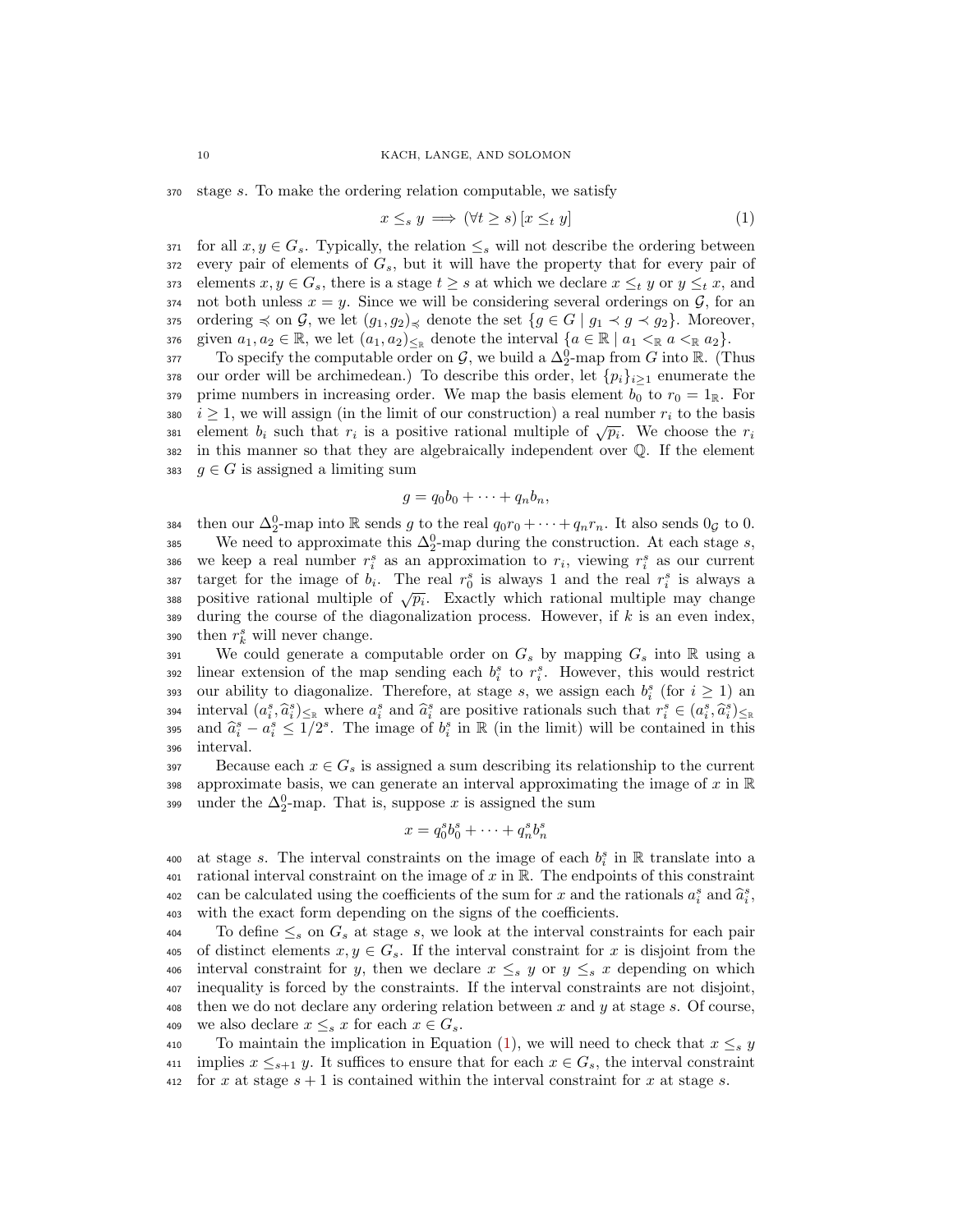stage $s$. To make the ordering relation computable, we satisfy

$$x \leq_s y \implies (\forall t \geq s)\,[x \leq_t y] \tag{1}$$

for all $x, y \in G_s$. Typically, the relation $\leq_s$ will not describe the ordering between every pair of elements of $G_s$, but it will have the property that for every pair of elements $x, y \in G_s$, there is a stage $t \geq s$ at which we declare $x \leq_t y$ or $y \leq_t x$, and not both unless $x = y$. Since we will be considering several orderings on $\mathcal{G}$, for an ordering $\preccurlyeq$ on $\mathcal{G}$, we let $(g_1, g_2)_{\preccurlyeq}$ denote the set $\{g \in G \mid g_1 \prec g \prec g_2\}$. Moreover, given $a_1, a_2 \in \mathbb{R}$, we let $(a_1, a_2)_{\leq_\mathbb{R}}$ denote the interval $\{a \in \mathbb{R} \mid a_1 <_\mathbb{R} a <_\mathbb{R} a_2\}$.

To specify the computable order on $\mathcal{G}$, we build a $\Delta^0_2$-map from $G$ into $\mathbb{R}$. (Thus our order will be archimedean.) To describe this order, let $\{p_i\}_{i\geq 1}$ enumerate the prime numbers in increasing order. We map the basis element $b_0$ to $r_0 = 1_\mathbb{R}$. For $i \geq 1$, we will assign (in the limit of our construction) a real number $r_i$ to the basis element $b_i$ such that $r_i$ is a positive rational multiple of $\sqrt{p_i}$. We choose the $r_i$ in this manner so that they are algebraically independent over $\mathbb{Q}$. If the element $g \in G$ is assigned a limiting sum

$$g = q_0 b_0 + \cdots + q_n b_n,$$

then our $\Delta^0_2$-map into $\mathbb{R}$ sends $g$ to the real $q_0 r_0 + \cdots + q_n r_n$. It also sends $0_\mathcal{G}$ to 0.

We need to approximate this $\Delta^0_2$-map during the construction. At each stage $s$, we keep a real number $r^s_i$ as an approximation to $r_i$, viewing $r^s_i$ as our current target for the image of $b_i$. The real $r^s_0$ is always 1 and the real $r^s_i$ is always a positive rational multiple of $\sqrt{p_i}$. Exactly which rational multiple may change during the course of the diagonalization process. However, if $k$ is an even index, then $r^s_k$ will never change.

We could generate a computable order on $G_s$ by mapping $G_s$ into $\mathbb{R}$ using a linear extension of the map sending each $b^s_i$ to $r^s_i$. However, this would restrict our ability to diagonalize. Therefore, at stage $s$, we assign each $b^s_i$ (for $i \geq 1$) an interval $(a^s_i, \widehat{a}^s_i)_{\leq_\mathbb{R}}$ where $a^s_i$ and $\widehat{a}^s_i$ are positive rationals such that $r^s_i \in (a^s_i, \widehat{a}^s_i)_{\leq_\mathbb{R}}$ and $\widehat{a}^s_i - a^s_i \leq 1/2^s$. The image of $b^s_i$ in $\mathbb{R}$ (in the limit) will be contained in this interval.

Because each $x \in G_s$ is assigned a sum describing its relationship to the current approximate basis, we can generate an interval approximating the image of $x$ in $\mathbb{R}$ under the $\Delta^0_2$-map. That is, suppose $x$ is assigned the sum

$$x = q^s_0 b^s_0 + \cdots + q^s_n b^s_n$$

at stage $s$. The interval constraints on the image of each $b^s_i$ in $\mathbb{R}$ translate into a rational interval constraint on the image of $x$ in $\mathbb{R}$. The endpoints of this constraint can be calculated using the coefficients of the sum for $x$ and the rationals $a^s_i$ and $\widehat{a}^s_i$, with the exact form depending on the signs of the coefficients.

To define $\leq_s$ on $G_s$ at stage $s$, we look at the interval constraints for each pair of distinct elements $x, y \in G_s$. If the interval constraint for $x$ is disjoint from the interval constraint for $y$, then we declare $x \leq_s y$ or $y \leq_s x$ depending on which inequality is forced by the constraints. If the interval constraints are not disjoint, then we do not declare any ordering relation between $x$ and $y$ at stage $s$. Of course, we also declare $x \leq_s x$ for each $x \in G_s$.

To maintain the implication in Equation (1), we will need to check that $x \leq_s y$ implies $x \leq_{s+1} y$. It suffices to ensure that for each $x \in G_s$, the interval constraint for $x$ at stage $s+1$ is contained within the interval constraint for $x$ at stage $s$.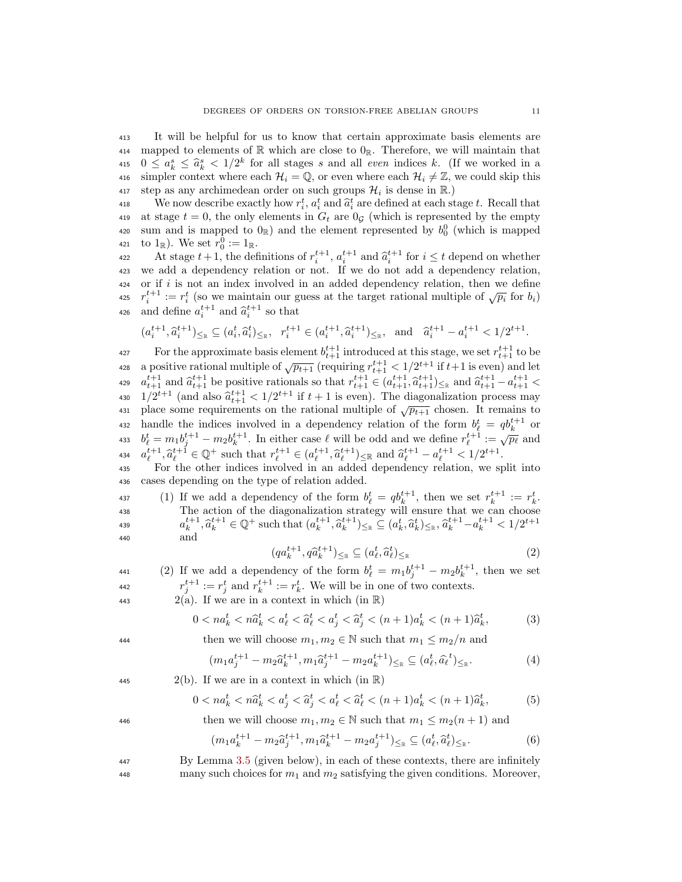It will be helpful for us to know that certain approximate basis elements are mapped to elements of $\mathbb{R}$ which are close to $0_\mathbb{R}$. Therefore, we will maintain that $0 \le a^s_k \le \widehat{a}^s_k < 1/2^k$ for all stages $s$ and all *even* indices $k$. (If we worked in a simpler context where each $\mathcal{H}_i = \mathbb{Q}$, or even where each $\mathcal{H}_i \neq \mathbb{Z}$, we could skip this step as any archimedean order on such groups $\mathcal{H}_i$ is dense in $\mathbb{R}$.)

We now describe exactly how $r^t_i$, $a^t_i$ and $\widehat{a}^t_i$ are defined at each stage $t$. Recall that at stage $t = 0$, the only elements in $G_t$ are $0_\mathcal{G}$ (which is represented by the empty sum and is mapped to $0_\mathbb{R}$) and the element represented by $b^0_0$ (which is mapped to $1_\mathbb{R}$). We set $r^0_0 := 1_\mathbb{R}$.

At stage $t+1$, the definitions of $r^{t+1}_i$, $a^{t+1}_i$ and $\widehat{a}^{t+1}_i$ for $i \le t$ depend on whether we add a dependency relation or not. If we do not add a dependency relation, or if $i$ is not an index involved in an added dependency relation, then we define $r^{t+1}_i := r^t_i$ (so we maintain our guess at the target rational multiple of $\sqrt{p_i}$ for $b_i$) and define $a^{t+1}_i$ and $\widehat{a}^{t+1}_i$ so that

$$(a^{t+1}_i, \widehat{a}^{t+1}_i)_{\le_\mathbb{R}} \subseteq (a^t_i, \widehat{a}^t_i)_{\le_\mathbb{R}}, \quad r^{t+1}_i \in (a^{t+1}_i, \widehat{a}^{t+1}_i)_{\le_\mathbb{R}}, \quad \text{and} \quad \widehat{a}^{t+1}_i - a^{t+1}_i < 1/2^{t+1}.$$

For the approximate basis element $b^{t+1}_{t+1}$ introduced at this stage, we set $r^{t+1}_{t+1}$ to be a positive rational multiple of $\sqrt{p_{t+1}}$ (requiring $r^{t+1}_{t+1} < 1/2^{t+1}$ if $t+1$ is even) and let $a^{t+1}_{t+1}$ and $\widehat{a}^{t+1}_{t+1}$ be positive rationals so that $r^{t+1}_{t+1} \in (a^{t+1}_{t+1}, \widehat{a}^{t+1}_{t+1})_{\le_\mathbb{R}}$ and $\widehat{a}^{t+1}_{t+1} - a^{t+1}_{t+1} < 1/2^{t+1}$ (and also $\widehat{a}^{t+1}_{t+1} < 1/2^{t+1}$ if $t+1$ is even). The diagonalization process may place some requirements on the rational multiple of $\sqrt{p_{t+1}}$ chosen. It remains to handle the indices involved in a dependency relation of the form $b^t_\ell = q b^{t+1}_k$ or $b^t_\ell = m_1 b^{t+1}_j - m_2 b^{t+1}_k$. In either case $\ell$ will be odd and we define $r^{t+1}_\ell := \sqrt{p_\ell}$ and $a^{t+1}_\ell, \widehat{a}^{t+1}_\ell \in \mathbb{Q}^+$ such that $r^{t+1}_\ell \in (a^{t+1}_\ell, \widehat{a}^{t+1}_\ell)_{\le_\mathbb{R}}$ and $\widehat{a}^{t+1}_\ell - a^{t+1}_\ell < 1/2^{t+1}$.

For the other indices involved in an added dependency relation, we split into cases depending on the type of relation added.

(1) If we add a dependency of the form $b^t_\ell = q b^{t+1}_k$, then we set $r^{t+1}_k := r^t_k$. The action of the diagonalization strategy will ensure that we can choose $a^{t+1}_k, \widehat{a}^{t+1}_k \in \mathbb{Q}^+$ such that $(a^{t+1}_k, \widehat{a}^{t+1}_k)_{\le_\mathbb{R}} \subseteq (a^t_k, \widehat{a}^t_k)_{\le_\mathbb{R}}$, $\widehat{a}^{t+1}_k - a^{t+1}_k < 1/2^{t+1}$ and

$$(q a^{t+1}_k, q \widehat{a}^{t+1}_k)_{\le_\mathbb{R}} \subseteq (a^t_\ell, \widehat{a}^t_\ell)_{\le_\mathbb{R}} \tag{2}$$

(2) If we add a dependency of the form $b^t_\ell = m_1 b^{t+1}_j - m_2 b^{t+1}_k$, then we set $r^{t+1}_j := r^t_j$ and $r^{t+1}_k := r^t_k$. We will be in one of two contexts.

2(a). If we are in a context in which (in $\mathbb{R}$)

$$0 < n a^t_k < n \widehat{a}^t_k < a^t_\ell < \widehat{a}^t_\ell < a^t_j < \widehat{a}^t_j < (n+1) a^t_k < (n+1) \widehat{a}^t_k, \tag{3}$$

then we will choose $m_1, m_2 \in \mathbb{N}$ such that $m_1 \le m_2/n$ and

$$(m_1 a^{t+1}_j - m_2 \widehat{a}^{t+1}_k, m_1 \widehat{a}^{t+1}_j - m_2 a^{t+1}_k)_{\le_\mathbb{R}} \subseteq (a^t_\ell, \widehat{a}_\ell{}^t)_{\le_\mathbb{R}}. \tag{4}$$

2(b). If we are in a context in which (in $\mathbb{R}$)

$$0 < n a^t_k < n \widehat{a}^t_k < a^t_j < \widehat{a}^t_j < a^t_\ell < \widehat{a}^t_\ell < (n+1) a^t_k < (n+1) \widehat{a}^t_k, \tag{5}$$

then we will choose $m_1, m_2 \in \mathbb{N}$ such that $m_1 \le m_2(n+1)$ and

$$(m_1 a^{t+1}_k - m_2 \widehat{a}^{t+1}_j, m_1 \widehat{a}^{t+1}_k - m_2 a^{t+1}_j)_{\le_\mathbb{R}} \subseteq (a^t_\ell, \widehat{a}^t_\ell)_{\le_\mathbb{R}}. \tag{6}$$

By Lemma 3.5 (given below), in each of these contexts, there are infinitely many such choices for $m_1$ and $m_2$ satisfying the given conditions. Moreover,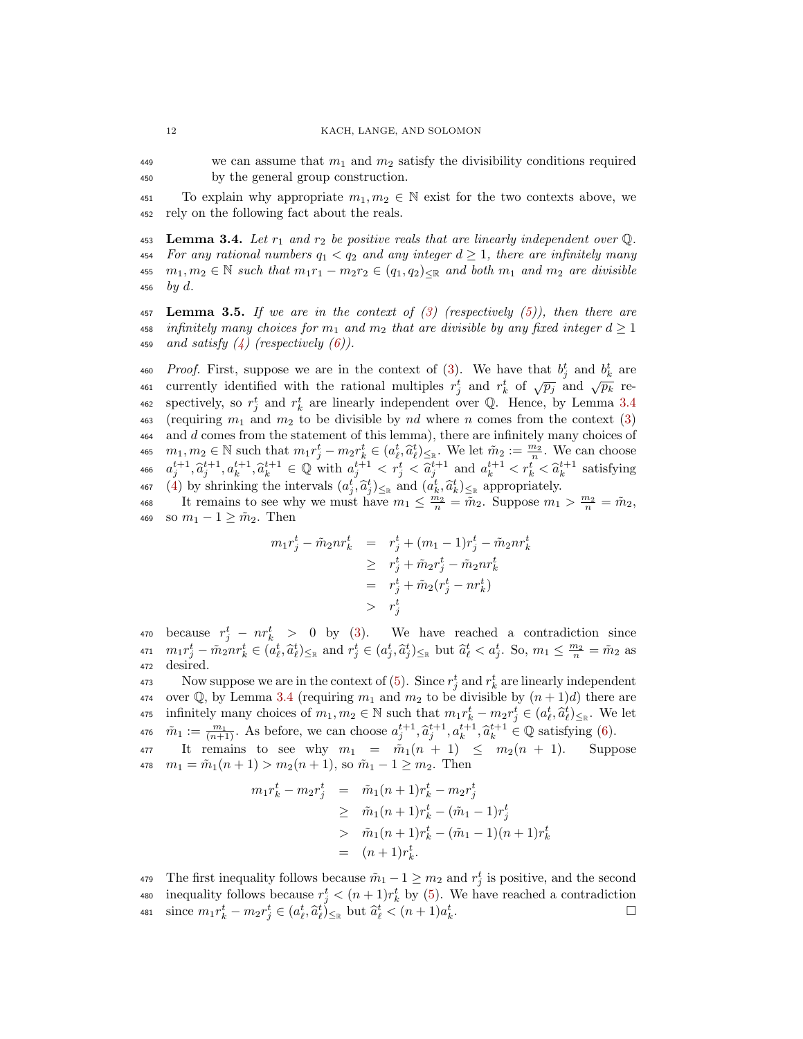we can assume that $m_1$ and $m_2$ satisfy the divisibility conditions required by the general group construction.

To explain why appropriate $m_1, m_2 \in \mathbb{N}$ exist for the two contexts above, we rely on the following fact about the reals.

**Lemma 3.4.** *Let $r_1$ and $r_2$ be positive reals that are linearly independent over $\mathbb{Q}$. For any rational numbers $q_1 < q_2$ and any integer $d \geq 1$, there are infinitely many $m_1, m_2 \in \mathbb{N}$ such that $m_1 r_1 - m_2 r_2 \in (q_1, q_2)_{\leq_\mathbb{R}}$ and both $m_1$ and $m_2$ are divisible by $d$.*

**Lemma 3.5.** *If we are in the context of (3) (respectively (5)), then there are infinitely many choices for $m_1$ and $m_2$ that are divisible by any fixed integer $d \geq 1$ and satisfy (4) (respectively (6)).*

*Proof.* First, suppose we are in the context of (3). We have that $b_j^t$ and $b_k^t$ are currently identified with the rational multiples $r_j^t$ and $r_k^t$ of $\sqrt{p_j}$ and $\sqrt{p_k}$ respectively, so $r_j^t$ and $r_k^t$ are linearly independent over $\mathbb{Q}$. Hence, by Lemma 3.4 (requiring $m_1$ and $m_2$ to be divisible by $nd$ where $n$ comes from the context (3) and $d$ comes from the statement of this lemma), there are infinitely many choices of $m_1, m_2 \in \mathbb{N}$ such that $m_1 r_j^t - m_2 r_k^t \in (a_\ell^t, \widehat{a}_\ell^t)_{\leq_\mathbb{R}}$. We let $\tilde{m}_2 := \frac{m_2}{n}$. We can choose $a_j^{t+1}, \widehat{a}_j^{t+1}, a_k^{t+1}, \widehat{a}_k^{t+1} \in \mathbb{Q}$ with $a_j^{t+1} < r_j^t < \widehat{a}_j^{t+1}$ and $a_k^{t+1} < r_k^t < \widehat{a}_k^{t+1}$ satisfying (4) by shrinking the intervals $(a_j^t, \widehat{a}_j^t)_{\leq_\mathbb{R}}$ and $(a_k^t, \widehat{a}_k^t)_{\leq_\mathbb{R}}$ appropriately.

It remains to see why we must have $m_1 \leq \frac{m_2}{n} = \tilde{m}_2$. Suppose $m_1 > \frac{m_2}{n} = \tilde{m}_2$, so $m_1 - 1 \geq \tilde{m}_2$. Then

$$
\begin{aligned}
m_1 r_j^t - \tilde{m}_2 n r_k^t &= r_j^t + (m_1 - 1) r_j^t - \tilde{m}_2 n r_k^t \\
&\geq r_j^t + \tilde{m}_2 r_j^t - \tilde{m}_2 n r_k^t \\
&= r_j^t + \tilde{m}_2 (r_j^t - n r_k^t) \\
&> r_j^t
\end{aligned}
$$

because $r_j^t - n r_k^t > 0$ by (3). We have reached a contradiction since $m_1 r_j^t - \tilde{m}_2 n r_k^t \in (a_\ell^t, \widehat{a}_\ell^t)_{\leq_\mathbb{R}}$ and $r_j^t \in (a_j^t, \widehat{a}_j^t)_{\leq_\mathbb{R}}$ but $\widehat{a}_\ell^t < a_j^t$. So, $m_1 \leq \frac{m_2}{n} = \tilde{m}_2$ as desired.

Now suppose we are in the context of (5). Since $r_j^t$ and $r_k^t$ are linearly independent over $\mathbb{Q}$, by Lemma 3.4 (requiring $m_1$ and $m_2$ to be divisible by $(n+1)d$) there are infinitely many choices of $m_1, m_2 \in \mathbb{N}$ such that $m_1 r_k^t - m_2 r_j^t \in (a_\ell^t, \widehat{a}_\ell^t)_{\leq_\mathbb{R}}$. We let $\tilde{m}_1 := \frac{m_1}{(n+1)}$. As before, we can choose $a_j^{t+1}, \widehat{a}_j^{t+1}, a_k^{t+1}, \widehat{a}_k^{t+1} \in \mathbb{Q}$ satisfying (6).

It remains to see why $m_1 = \tilde{m}_1(n+1) \leq m_2(n+1)$. Suppose $m_1 = \tilde{m}_1(n+1) > m_2(n+1)$, so $\tilde{m}_1 - 1 \geq m_2$. Then

$$
\begin{aligned}
m_1 r_k^t - m_2 r_j^t &= \tilde{m}_1 (n+1) r_k^t - m_2 r_j^t \\
&\geq \tilde{m}_1 (n+1) r_k^t - (\tilde{m}_1 - 1) r_j^t \\
&> \tilde{m}_1 (n+1) r_k^t - (\tilde{m}_1 - 1)(n+1) r_k^t \\
&= (n+1) r_k^t.
\end{aligned}
$$

The first inequality follows because $\tilde{m}_1 - 1 \geq m_2$ and $r_j^t$ is positive, and the second inequality follows because $r_j^t < (n+1) r_k^t$ by (5). We have reached a contradiction since $m_1 r_k^t - m_2 r_j^t \in (a_\ell^t, \widehat{a}_\ell^t)_{\leq_\mathbb{R}}$ but $\widehat{a}_\ell^t < (n+1) a_k^t$. □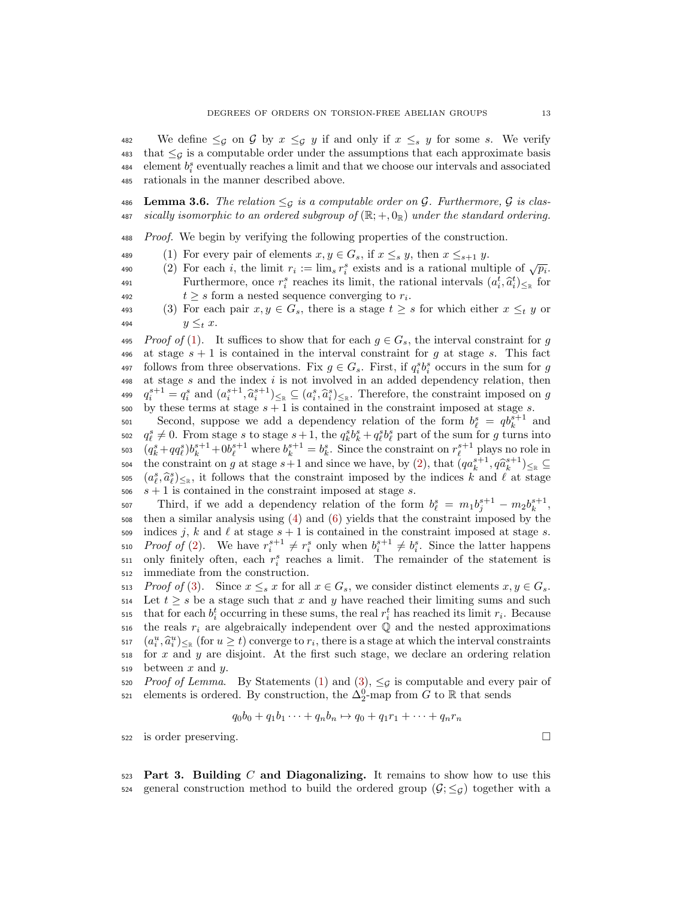We define $\leq_{\mathcal{G}}$ on $\mathcal{G}$ by $x \leq_{\mathcal{G}} y$ if and only if $x \leq_s y$ for some $s$. We verify that $\leq_{\mathcal{G}}$ is a computable order under the assumptions that each approximate basis element $b_i^s$ eventually reaches a limit and that we choose our intervals and associated rationals in the manner described above.

**Lemma 3.6.** *The relation $\leq_{\mathcal{G}}$ is a computable order on $\mathcal{G}$. Furthermore, $\mathcal{G}$ is classically isomorphic to an ordered subgroup of $(\mathbb{R}; +, 0_{\mathbb{R}})$ under the standard ordering.*

*Proof.* We begin by verifying the following properties of the construction.

1. For every pair of elements $x, y \in G_s$, if $x \leq_s y$, then $x \leq_{s+1} y$.
2. For each $i$, the limit $r_i := \lim_s r_i^s$ exists and is a rational multiple of $\sqrt{p_i}$. Furthermore, once $r_i^s$ reaches its limit, the rational intervals $(a_i^t, \widehat{a}_i^t)_{\leq_{\mathbb{R}}}$ for $t \geq s$ form a nested sequence converging to $r_i$.
3. For each pair $x, y \in G_s$, there is a stage $t \geq s$ for which either $x \leq_t y$ or $y \leq_t x$.

*Proof of (1).* It suffices to show that for each $g \in G_s$, the interval constraint for $g$ at stage $s+1$ is contained in the interval constraint for $g$ at stage $s$. This fact follows from three observations. Fix $g \in G_s$. First, if $q_i^s b_i^s$ occurs in the sum for $g$ at stage $s$ and the index $i$ is not involved in an added dependency relation, then $q_i^{s+1} = q_i^s$ and $(a_i^{s+1}, \widehat{a}_i^{s+1})_{\leq_{\mathbb{R}}} \subseteq (a_i^s, \widehat{a}_i^s)_{\leq_{\mathbb{R}}}$. Therefore, the constraint imposed on $g$ by these terms at stage $s+1$ is contained in the constraint imposed at stage $s$.

Second, suppose we add a dependency relation of the form $b_\ell^s = q b_k^{s+1}$ and $q_\ell^s \neq 0$. From stage $s$ to stage $s+1$, the $q_k^s b_k^s + q_\ell^s b_\ell^s$ part of the sum for $g$ turns into $(q_k^s + q q_\ell^s) b_k^{s+1} + 0 b_\ell^{s+1}$ where $b_k^{s+1} = b_k^s$. Since the constraint on $r_\ell^{s+1}$ plays no role in the constraint on $g$ at stage $s+1$ and since we have, by (2), that $(q a_k^{s+1}, q \widehat{a}_k^{s+1})_{\leq_{\mathbb{R}}} \subseteq (a_\ell^s, \widehat{a}_\ell^s)_{\leq_{\mathbb{R}}}$, it follows that the constraint imposed by the indices $k$ and $\ell$ at stage $s+1$ is contained in the constraint imposed at stage $s$.

Third, if we add a dependency relation of the form $b_\ell^s = m_1 b_j^{s+1} - m_2 b_k^{s+1}$, then a similar analysis using (4) and (6) yields that the constraint imposed by the indices $j$, $k$ and $\ell$ at stage $s+1$ is contained in the constraint imposed at stage $s$.

*Proof of (2).* We have $r_i^{s+1} \neq r_i^s$ only when $b_i^{s+1} \neq b_i^s$. Since the latter happens only finitely often, each $r_i^s$ reaches a limit. The remainder of the statement is immediate from the construction.

*Proof of (3).* Since $x \leq_s x$ for all $x \in G_s$, we consider distinct elements $x, y \in G_s$. Let $t \geq s$ be a stage such that $x$ and $y$ have reached their limiting sums and such that for each $b_i^t$ occurring in these sums, the real $r_i^t$ has reached its limit $r_i$. Because the reals $r_i$ are algebraically independent over $\mathbb{Q}$ and the nested approximations $(a_i^u, \widehat{a}_i^u)_{\leq_{\mathbb{R}}}$ (for $u \geq t$) converge to $r_i$, there is a stage at which the interval constraints for $x$ and $y$ are disjoint. At the first such stage, we declare an ordering relation between $x$ and $y$.

*Proof of Lemma.* By Statements (1) and (3), $\leq_{\mathcal{G}}$ is computable and every pair of elements is ordered. By construction, the $\Delta_2^0$-map from $G$ to $\mathbb{R}$ that sends

$$q_0 b_0 + q_1 b_1 \cdots + q_n b_n \mapsto q_0 + q_1 r_1 + \cdots + q_n r_n$$

is order preserving. $\square$

**Part 3. Building $C$ and Diagonalizing.** It remains to show how to use this general construction method to build the ordered group $(\mathcal{G}; \leq_{\mathcal{G}})$ together with a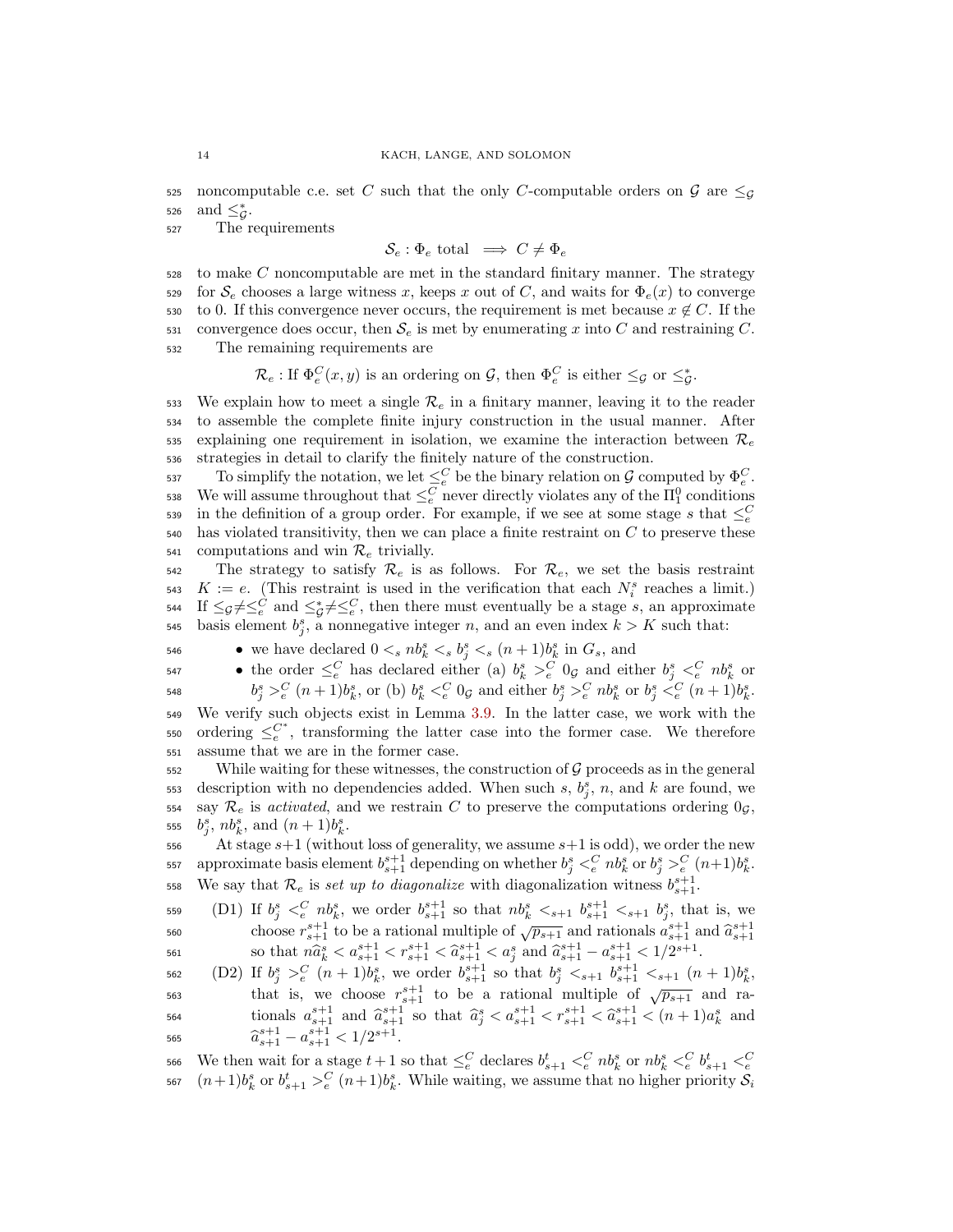noncomputable c.e. set $C$ such that the only $C$-computable orders on $\mathcal{G}$ are $\leq_{\mathcal{G}}$ and $\leq^*_{\mathcal{G}}$.

The requirements

$$\mathcal{S}_e : \Phi_e \text{ total } \implies C \neq \Phi_e$$

to make $C$ noncomputable are met in the standard finitary manner. The strategy for $\mathcal{S}_e$ chooses a large witness $x$, keeps $x$ out of $C$, and waits for $\Phi_e(x)$ to converge to 0. If this convergence never occurs, the requirement is met because $x \notin C$. If the convergence does occur, then $\mathcal{S}_e$ is met by enumerating $x$ into $C$ and restraining $C$.

The remaining requirements are

$$\mathcal{R}_e : \text{If } \Phi^C_e(x, y) \text{ is an ordering on } \mathcal{G}, \text{ then } \Phi^C_e \text{ is either } \leq_{\mathcal{G}} \text{ or } \leq^*_{\mathcal{G}}.$$

We explain how to meet a single $\mathcal{R}_e$ in a finitary manner, leaving it to the reader to assemble the complete finite injury construction in the usual manner. After explaining one requirement in isolation, we examine the interaction between $\mathcal{R}_e$ strategies in detail to clarify the finitely nature of the construction.

To simplify the notation, we let $\leq^C_e$ be the binary relation on $\mathcal{G}$ computed by $\Phi^C_e$. We will assume throughout that $\leq^C_e$ never directly violates any of the $\Pi^0_1$ conditions in the definition of a group order. For example, if we see at some stage $s$ that $\leq^C_e$ has violated transitivity, then we can place a finite restraint on $C$ to preserve these computations and win $\mathcal{R}_e$ trivially.

The strategy to satisfy $\mathcal{R}_e$ is as follows. For $\mathcal{R}_e$, we set the basis restraint $K := e$. (This restraint is used in the verification that each $N^s_i$ reaches a limit.) If $\leq_{\mathcal{G}} \neq \leq^C_e$ and $\leq^*_{\mathcal{G}} \neq \leq^C_e$, then there must eventually be a stage $s$, an approximate basis element $b^s_j$, a nonnegative integer $n$, and an even index $k > K$ such that:

- we have declared $0 <_s nb^s_k <_s b^s_j <_s (n+1)b^s_k$ in $G_s$, and
- the order $\leq^C_e$ has declared either (a) $b^s_k >^C_e 0_{\mathcal{G}}$ and either $b^s_j <^C_e nb^s_k$ or $b^s_j >^C_e (n+1)b^s_k$, or (b) $b^s_k <^C_e 0_{\mathcal{G}}$ and either $b^s_j >^C_e nb^s_k$ or $b^s_j <^C_e (n+1)b^s_k$.

We verify such objects exist in Lemma 3.9. In the latter case, we work with the ordering $\leq^{C^*}_e$, transforming the latter case into the former case. We therefore assume that we are in the former case.

While waiting for these witnesses, the construction of $\mathcal{G}$ proceeds as in the general description with no dependencies added. When such $s$, $b^s_j$, $n$, and $k$ are found, we say $\mathcal{R}_e$ is *activated*, and we restrain $C$ to preserve the computations ordering $0_{\mathcal{G}}$, $b^s_j$, $nb^s_k$, and $(n+1)b^s_k$.

At stage $s+1$ (without loss of generality, we assume $s+1$ is odd), we order the new approximate basis element $b^{s+1}_{s+1}$ depending on whether $b^s_j <^C_e nb^s_k$ or $b^s_j >^C_e (n+1)b^s_k$. We say that $\mathcal{R}_e$ is *set up to diagonalize* with diagonalization witness $b^{s+1}_{s+1}$.

(D1) If $b^s_j <^C_e nb^s_k$, we order $b^{s+1}_{s+1}$ so that $nb^s_k <_{s+1} b^{s+1}_{s+1} <_{s+1} b^s_j$, that is, we choose $r^{s+1}_{s+1}$ to be a rational multiple of $\sqrt{p_{s+1}}$ and rationals $a^{s+1}_{s+1}$ and $\widehat{a}^{s+1}_{s+1}$ so that $n\widehat{a}^s_k < a^{s+1}_{s+1} < r^{s+1}_{s+1} < \widehat{a}^{s+1}_{s+1} < a^s_j$ and $\widehat{a}^{s+1}_{s+1} - a^{s+1}_{s+1} < 1/2^{s+1}$.

(D2) If $b^s_j >^C_e (n+1)b^s_k$, we order $b^{s+1}_{s+1}$ so that $b^s_j <_{s+1} b^{s+1}_{s+1} <_{s+1} (n+1)b^s_k$, that is, we choose $r^{s+1}_{s+1}$ to be a rational multiple of $\sqrt{p_{s+1}}$ and rationals $a^{s+1}_{s+1}$ and $\widehat{a}^{s+1}_{s+1}$ so that $\widehat{a}^s_j < a^{s+1}_{s+1} < r^{s+1}_{s+1} < \widehat{a}^{s+1}_{s+1} < (n+1)a^s_k$ and $\widehat{a}^{s+1}_{s+1} - a^{s+1}_{s+1} < 1/2^{s+1}$.

We then wait for a stage $t+1$ so that $\leq^C_e$ declares $b^t_{s+1} <^C_e nb^s_k$ or $nb^s_k <^C_e b^t_{s+1} <^C_e (n+1)b^s_k$ or $b^t_{s+1} >^C_e (n+1)b^s_k$. While waiting, we assume that no higher priority $\mathcal{S}_i$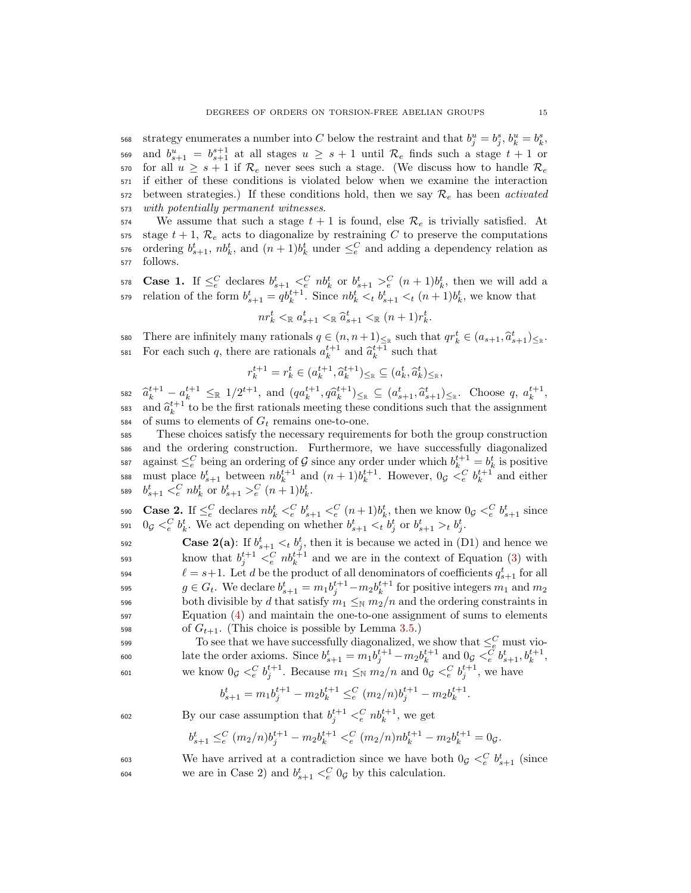strategy enumerates a number into $C$ below the restraint and that $b_j^u = b_j^s$, $b_k^u = b_k^s$, and $b_{s+1}^u = b_{s+1}^{s+1}$ at all stages $u \geq s+1$ until $\mathcal{R}_e$ finds such a stage $t+1$ or for all $u \geq s+1$ if $\mathcal{R}_e$ never sees such a stage. (We discuss how to handle $\mathcal{R}_e$ if either of these conditions is violated below when we examine the interaction between strategies.) If these conditions hold, then we say $\mathcal{R}_e$ has been *activated with potentially permanent witnesses*.

We assume that such a stage $t+1$ is found, else $\mathcal{R}_e$ is trivially satisfied. At stage $t+1$, $\mathcal{R}_e$ acts to diagonalize by restraining $C$ to preserve the computations ordering $b_{s+1}^t$, $nb_k^t$, and $(n+1)b_k^t$ under $\leq_e^C$ and adding a dependency relation as follows.

**Case 1.** If $\leq_e^C$ declares $b_{s+1}^t <_e^C nb_k^t$ or $b_{s+1}^t >_e^C (n+1)b_k^t$, then we will add a relation of the form $b_{s+1}^t = qb_k^{t+1}$. Since $nb_k^t <_t b_{s+1}^t <_t (n+1)b_k^t$, we know that

$$nr_k^t <_{\mathbb{R}} a_{s+1}^t <_{\mathbb{R}} \widehat{a}_{s+1}^t <_{\mathbb{R}} (n+1)r_k^t.$$

There are infinitely many rationals $q \in (n, n+1)_{\leq_{\mathbb{R}}}$ such that $qr_k^t \in (a_{s+1}, \widehat{a}_{s+1}^t)_{\leq_{\mathbb{R}}}$. For each such $q$, there are rationals $a_k^{t+1}$ and $\widehat{a}_k^{t+1}$ such that

$$r_k^{t+1} = r_k^t \in (a_k^{t+1}, \widehat{a}_k^{t+1})_{\leq_{\mathbb{R}}} \subseteq (a_k^t, \widehat{a}_k^t)_{\leq_{\mathbb{R}}},$$

$\widehat{a}_k^{t+1} - a_k^{t+1} \leq_{\mathbb{R}} 1/2^{t+1}$, and $(qa_k^{t+1}, q\widehat{a}_k^{t+1})_{\leq_{\mathbb{R}}} \subseteq (a_{s+1}^t, \widehat{a}_{s+1}^t)_{\leq_{\mathbb{R}}}$. Choose $q$, $a_k^{t+1}$, and $\widehat{a}_k^{t+1}$ to be the first rationals meeting these conditions such that the assignment of sums to elements of $G_t$ remains one-to-one.

These choices satisfy the necessary requirements for both the group construction and the ordering construction. Furthermore, we have successfully diagonalized against $\leq_e^C$ being an ordering of $\mathcal{G}$ since any order under which $b_k^{t+1} = b_k^t$ is positive must place $b_{s+1}^t$ between $nb_k^{t+1}$ and $(n+1)b_k^{t+1}$. However, $0_{\mathcal{G}} <_e^C b_k^{t+1}$ and either $b_{s+1}^t <_e^C nb_k^t$ or $b_{s+1}^t >_e^C (n+1)b_k^t$.

**Case 2.** If $\leq_e^C$ declares $nb_k^t <_e^C b_{s+1}^t <_e^C (n+1)b_k^t$, then we know $0_{\mathcal{G}} <_e^C b_{s+1}^t$ since $0_{\mathcal{G}} <_e^C b_k^t$. We act depending on whether $b_{s+1}^t <_t b_j^t$ or $b_{s+1}^t >_t b_j^t$.

**Case 2(a)**: If $b_{s+1}^t <_t b_j^t$, then it is because we acted in (D1) and hence we know that $b_j^{t+1} <_e^C nb_k^{t+1}$ and we are in the context of Equation (3) with $\ell = s+1$. Let $d$ be the product of all denominators of coefficients $q_{s+1}^t$ for all $g \in G_t$. We declare $b_{s+1}^t = m_1 b_j^{t+1} - m_2 b_k^{t+1}$ for positive integers $m_1$ and $m_2$ both divisible by $d$ that satisfy $m_1 \leq_{\mathbb{N}} m_2/n$ and the ordering constraints in Equation (4) and maintain the one-to-one assignment of sums to elements of $G_{t+1}$. (This choice is possible by Lemma 3.5.)

To see that we have successfully diagonalized, we show that $\leq_e^C$ must violate the order axioms. Since $b_{s+1}^t = m_1 b_j^{t+1} - m_2 b_k^{t+1}$ and $0_{\mathcal{G}} <_e^C b_{s+1}^t, b_k^{t+1}$, we know $0_{\mathcal{G}} <_e^C b_j^{t+1}$. Because $m_1 \leq_{\mathbb{N}} m_2/n$ and $0_{\mathcal{G}} <_e^C b_j^{t+1}$, we have

$$b_{s+1}^t = m_1 b_j^{t+1} - m_2 b_k^{t+1} \leq_e^C (m_2/n) b_j^{t+1} - m_2 b_k^{t+1}.$$

By our case assumption that $b_j^{t+1} <_e^C nb_k^{t+1}$, we get

$$b_{s+1}^t \leq_e^C (m_2/n) b_j^{t+1} - m_2 b_k^{t+1} <_e^C (m_2/n) n b_k^{t+1} - m_2 b_k^{t+1} = 0_{\mathcal{G}}.$$

We have arrived at a contradiction since we have both $0_{\mathcal{G}} <_e^C b_{s+1}^t$ (since we are in Case 2) and $b_{s+1}^t <_e^C 0_{\mathcal{G}}$ by this calculation.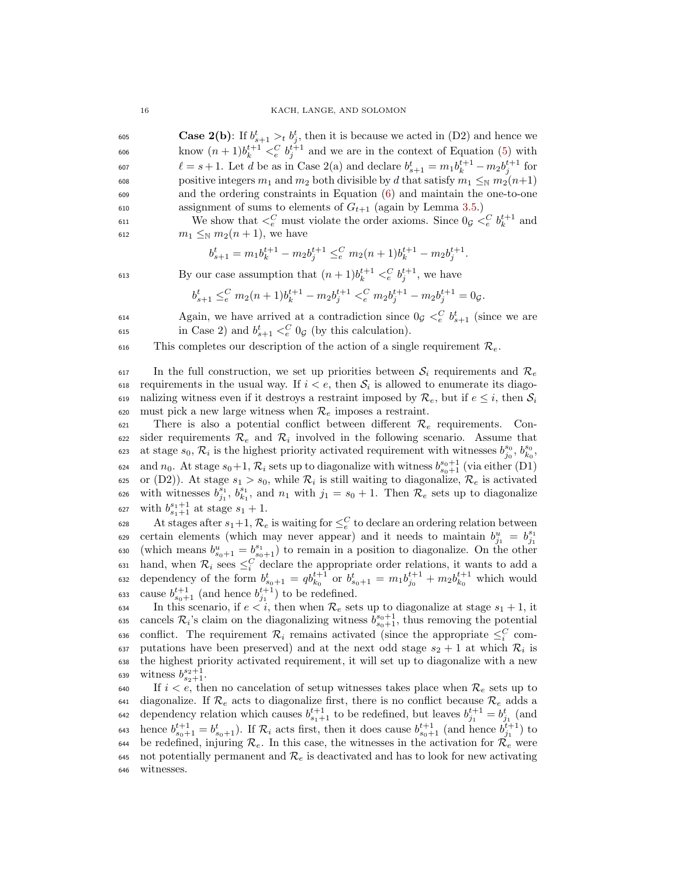**Case 2(b)**: If $b^t_{s+1} >_t b^t_j$, then it is because we acted in (D2) and hence we know $(n+1)b^{t+1}_k <^C_e b^{t+1}_j$ and we are in the context of Equation (5) with $\ell = s+1$. Let $d$ be as in Case 2(a) and declare $b^t_{s+1} = m_1 b^{t+1}_k - m_2 b^{t+1}_j$ for positive integers $m_1$ and $m_2$ both divisible by $d$ that satisfy $m_1 \leq_{\mathbb{N}} m_2(n+1)$ and the ordering constraints in Equation (6) and maintain the one-to-one assignment of sums to elements of $G_{t+1}$ (again by Lemma 3.5.)

We show that $<^C_e$ must violate the order axioms. Since $0_{\mathcal{G}} <^C_e b^{t+1}_k$ and $m_1 \leq_{\mathbb{N}} m_2(n+1)$, we have

$$b^t_{s+1} = m_1 b^{t+1}_k - m_2 b^{t+1}_j \leq^C_e m_2(n+1)b^{t+1}_k - m_2 b^{t+1}_j.$$

By our case assumption that $(n+1)b^{t+1}_k <^C_e b^{t+1}_j$, we have

$$b^t_{s+1} \leq^C_e m_2(n+1)b^{t+1}_k - m_2 b^{t+1}_j <^C_e m_2 b^{t+1}_j - m_2 b^{t+1}_j = 0_{\mathcal{G}}.$$

Again, we have arrived at a contradiction since $0_{\mathcal{G}} <^C_e b^t_{s+1}$ (since we are in Case 2) and $b^t_{s+1} <^C_e 0_{\mathcal{G}}$ (by this calculation).

This completes our description of the action of a single requirement $\mathcal{R}_e$.

In the full construction, we set up priorities between $\mathcal{S}_i$ requirements and $\mathcal{R}_e$ requirements in the usual way. If $i < e$, then $\mathcal{S}_i$ is allowed to enumerate its diagonalizing witness even if it destroys a restraint imposed by $\mathcal{R}_e$, but if $e \leq i$, then $\mathcal{S}_i$ must pick a new large witness when $\mathcal{R}_e$ imposes a restraint.

There is also a potential conflict between different $\mathcal{R}_e$ requirements. Consider requirements $\mathcal{R}_e$ and $\mathcal{R}_i$ involved in the following scenario. Assume that at stage $s_0$, $\mathcal{R}_i$ is the highest priority activated requirement with witnesses $b^{s_0}_{j_0}$, $b^{s_0}_{k_0}$, and $n_0$. At stage $s_0+1$, $\mathcal{R}_i$ sets up to diagonalize with witness $b^{s_0+1}_{s_0+1}$ (via either (D1) or (D2)). At stage $s_1 > s_0$, while $\mathcal{R}_i$ is still waiting to diagonalize, $\mathcal{R}_e$ is activated with witnesses $b^{s_1}_{j_1}$, $b^{s_1}_{k_1}$, and $n_1$ with $j_1 = s_0+1$. Then $\mathcal{R}_e$ sets up to diagonalize with $b^{s_1+1}_{s_1+1}$ at stage $s_1+1$.

At stages after $s_1+1$, $\mathcal{R}_e$ is waiting for $\leq^C_e$ to declare an ordering relation between certain elements (which may never appear) and it needs to maintain $b^u_{j_1} = b^{s_1}_{j_1}$ (which means $b^u_{s_0+1} = b^{s_1}_{s_0+1}$) to remain in a position to diagonalize. On the other hand, when $\mathcal{R}_i$ sees $\leq^C_i$ declare the appropriate order relations, it wants to add a dependency of the form $b^t_{s_0+1} = q b^{t+1}_{k_0}$ or $b^t_{s_0+1} = m_1 b^{t+1}_{j_0} + m_2 b^{t+1}_{k_0}$ which would cause $b^{t+1}_{s_0+1}$ (and hence $b^{t+1}_{j_1}$) to be redefined.

In this scenario, if $e < i$, then when $\mathcal{R}_e$ sets up to diagonalize at stage $s_1+1$, it cancels $\mathcal{R}_i$'s claim on the diagonalizing witness $b^{s_0+1}_{s_0+1}$, thus removing the potential conflict. The requirement $\mathcal{R}_i$ remains activated (since the appropriate $\leq^C_i$ computations have been preserved) and at the next odd stage $s_2+1$ at which $\mathcal{R}_i$ is the highest priority activated requirement, it will set up to diagonalize with a new witness $b^{s_2+1}_{s_2+1}$.

If $i < e$, then no cancelation of setup witnesses takes place when $\mathcal{R}_e$ sets up to diagonalize. If $\mathcal{R}_e$ acts to diagonalize first, there is no conflict because $\mathcal{R}_e$ adds a dependency relation which causes $b^{t+1}_{s_1+1}$ to be redefined, but leaves $b^{t+1}_{j_1} = b^t_{j_1}$ (and hence $b^{t+1}_{s_0+1} = b^t_{s_0+1}$). If $\mathcal{R}_i$ acts first, then it does cause $b^{t+1}_{s_0+1}$ (and hence $b^{t+1}_{j_1}$) to be redefined, injuring $\mathcal{R}_e$. In this case, the witnesses in the activation for $\mathcal{R}_e$ were not potentially permanent and $\mathcal{R}_e$ is deactivated and has to look for new activating witnesses.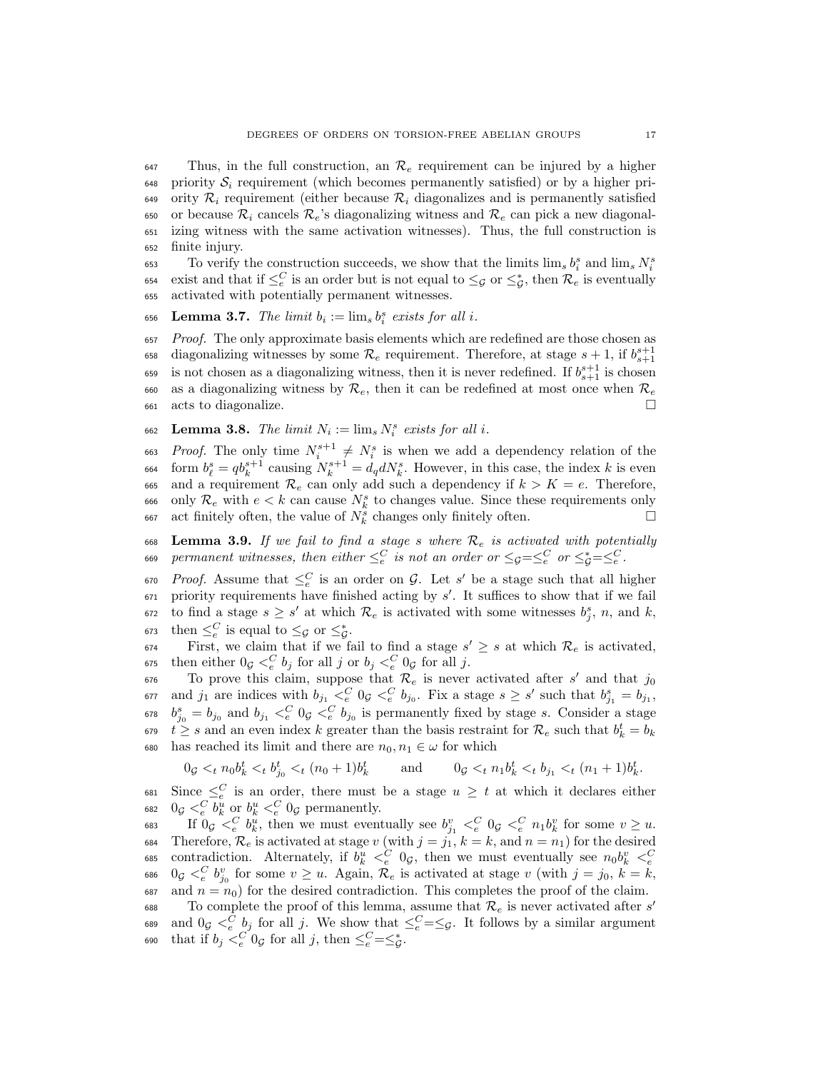Thus, in the full construction, an $\mathcal{R}_e$ requirement can be injured by a higher priority $\mathcal{S}_i$ requirement (which becomes permanently satisfied) or by a higher priority $\mathcal{R}_i$ requirement (either because $\mathcal{R}_i$ diagonalizes and is permanently satisfied or because $\mathcal{R}_i$ cancels $\mathcal{R}_e$'s diagonalizing witness and $\mathcal{R}_e$ can pick a new diagonalizing witness with the same activation witnesses). Thus, the full construction is finite injury.

To verify the construction succeeds, we show that the limits $\lim_s b_i^s$ and $\lim_s N_i^s$ exist and that if $\leq_e^C$ is an order but is not equal to $\leq_{\mathcal{G}}$ or $\leq_{\mathcal{G}}^*$, then $\mathcal{R}_e$ is eventually activated with potentially permanent witnesses.

**Lemma 3.7.** *The limit $b_i := \lim_s b_i^s$ exists for all $i$.*

*Proof.* The only approximate basis elements which are redefined are those chosen as diagonalizing witnesses by some $\mathcal{R}_e$ requirement. Therefore, at stage $s+1$, if $b_{s+1}^{s+1}$ is not chosen as a diagonalizing witness, then it is never redefined. If $b_{s+1}^{s+1}$ is chosen as a diagonalizing witness by $\mathcal{R}_e$, then it can be redefined at most once when $\mathcal{R}_e$ acts to diagonalize. □

**Lemma 3.8.** *The limit $N_i := \lim_s N_i^s$ exists for all $i$.*

*Proof.* The only time $N_i^{s+1} \neq N_i^s$ is when we add a dependency relation of the form $b_\ell^s = qb_k^{s+1}$ causing $N_k^{s+1} = d_q d N_k^s$. However, in this case, the index $k$ is even and a requirement $\mathcal{R}_e$ can only add such a dependency if $k > K = e$. Therefore, only $\mathcal{R}_e$ with $e < k$ can cause $N_k^s$ to changes value. Since these requirements only act finitely often, the value of $N_k^s$ changes only finitely often. □

**Lemma 3.9.** *If we fail to find a stage $s$ where $\mathcal{R}_e$ is activated with potentially permanent witnesses, then either $\leq_e^C$ is not an order or $\leq_{\mathcal{G}} = \leq_e^C$ or $\leq_{\mathcal{G}}^* = \leq_e^C$.*

*Proof.* Assume that $\leq_e^C$ is an order on $\mathcal{G}$. Let $s'$ be a stage such that all higher priority requirements have finished acting by $s'$. It suffices to show that if we fail to find a stage $s \geq s'$ at which $\mathcal{R}_e$ is activated with some witnesses $b_j^s$, $n$, and $k$, then $\leq_e^C$ is equal to $\leq_{\mathcal{G}}$ or $\leq_{\mathcal{G}}^*$.

First, we claim that if we fail to find a stage $s' \geq s$ at which $\mathcal{R}_e$ is activated, then either $0_{\mathcal{G}} <_e^C b_j$ for all $j$ or $b_j <_e^C 0_{\mathcal{G}}$ for all $j$.

To prove this claim, suppose that $\mathcal{R}_e$ is never activated after $s'$ and that $j_0$ and $j_1$ are indices with $b_{j_1} <_e^C 0_{\mathcal{G}} <_e^C b_{j_0}$. Fix a stage $s \geq s'$ such that $b_{j_1}^s = b_{j_1}$, $b_{j_0}^s = b_{j_0}$ and $b_{j_1} <_e^C 0_{\mathcal{G}} <_e^C b_{j_0}$ is permanently fixed by stage $s$. Consider a stage $t \geq s$ and an even index $k$ greater than the basis restraint for $\mathcal{R}_e$ such that $b_k^t = b_k$ has reached its limit and there are $n_0, n_1 \in \omega$ for which

$$0_{\mathcal{G}} <_t n_0 b_k^t <_t b_{j_0}^t <_t (n_0+1)b_k^t \qquad \text{and} \qquad 0_{\mathcal{G}} <_t n_1 b_k^t <_t b_{j_1} <_t (n_1+1)b_k^t.$$

Since $\leq_e^C$ is an order, there must be a stage $u \geq t$ at which it declares either $0_{\mathcal{G}} <_e^C b_k^u$ or $b_k^u <_e^C 0_{\mathcal{G}}$ permanently.

If $0_{\mathcal{G}} <_e^C b_k^u$, then we must eventually see $b_{j_1}^v <_e^C 0_{\mathcal{G}} <_e^C n_1 b_k^v$ for some $v \geq u$. Therefore, $\mathcal{R}_e$ is activated at stage $v$ (with $j = j_1$, $k = k$, and $n = n_1$) for the desired contradiction. Alternately, if $b_k^u <_e^C 0_{\mathcal{G}}$, then we must eventually see $n_0 b_k^v <_e^C 0_{\mathcal{G}} <_e^C b_{j_0}^v$ for some $v \geq u$. Again, $\mathcal{R}_e$ is activated at stage $v$ (with $j = j_0$, $k = k$, and $n = n_0$) for the desired contradiction. This completes the proof of the claim.

To complete the proof of this lemma, assume that $\mathcal{R}_e$ is never activated after $s'$ and $0_{\mathcal{G}} <_e^C b_j$ for all $j$. We show that $\leq_e^C = \leq_{\mathcal{G}}$. It follows by a similar argument that if $b_j <_e^C 0_{\mathcal{G}}$ for all $j$, then $\leq_e^C = \leq_{\mathcal{G}}^*$.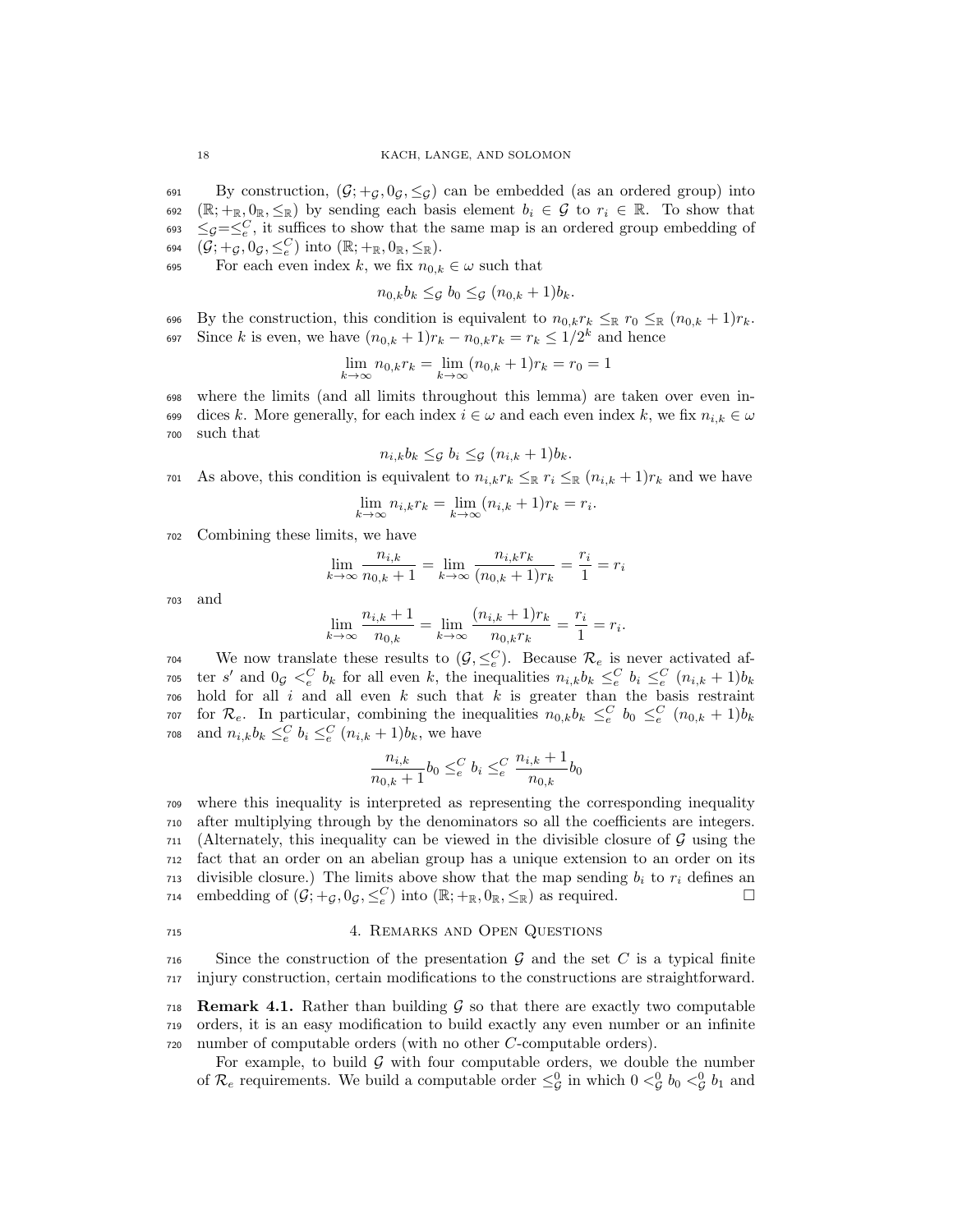By construction, $(\mathcal{G}; +_{\mathcal{G}}, 0_{\mathcal{G}}, \leq_{\mathcal{G}})$ can be embedded (as an ordered group) into $(\mathbb{R}; +_{\mathbb{R}}, 0_{\mathbb{R}}, \leq_{\mathbb{R}})$ by sending each basis element $b_i \in \mathcal{G}$ to $r_i \in \mathbb{R}$. To show that $\leq_{\mathcal{G}} = \leq_e^C$, it suffices to show that the same map is an ordered group embedding of $(\mathcal{G}; +_{\mathcal{G}}, 0_{\mathcal{G}}, \leq_e^C)$ into $(\mathbb{R}; +_{\mathbb{R}}, 0_{\mathbb{R}}, \leq_{\mathbb{R}})$.

For each even index $k$, we fix $n_{0,k} \in \omega$ such that

$$n_{0,k} b_k \leq_{\mathcal{G}} b_0 \leq_{\mathcal{G}} (n_{0,k}+1) b_k.$$

By the construction, this condition is equivalent to $n_{0,k} r_k \leq_{\mathbb{R}} r_0 \leq_{\mathbb{R}} (n_{0,k}+1) r_k$. Since $k$ is even, we have $(n_{0,k}+1) r_k - n_{0,k} r_k = r_k \leq 1/2^k$ and hence

$$\lim_{k \to \infty} n_{0,k} r_k = \lim_{k \to \infty} (n_{0,k}+1) r_k = r_0 = 1$$

where the limits (and all limits throughout this lemma) are taken over even indices $k$. More generally, for each index $i \in \omega$ and each even index $k$, we fix $n_{i,k} \in \omega$ such that

$$n_{i,k} b_k \leq_{\mathcal{G}} b_i \leq_{\mathcal{G}} (n_{i,k}+1) b_k.$$

As above, this condition is equivalent to $n_{i,k} r_k \leq_{\mathbb{R}} r_i \leq_{\mathbb{R}} (n_{i,k}+1) r_k$ and we have

$$\lim_{k \to \infty} n_{i,k} r_k = \lim_{k \to \infty} (n_{i,k}+1) r_k = r_i.$$

Combining these limits, we have

$$\lim_{k \to \infty} \frac{n_{i,k}}{n_{0,k}+1} = \lim_{k \to \infty} \frac{n_{i,k} r_k}{(n_{0,k}+1) r_k} = \frac{r_i}{1} = r_i$$

and

$$\lim_{k \to \infty} \frac{n_{i,k}+1}{n_{0,k}} = \lim_{k \to \infty} \frac{(n_{i,k}+1) r_k}{n_{0,k} r_k} = \frac{r_i}{1} = r_i.$$

We now translate these results to $(\mathcal{G}, \leq_e^C)$. Because $\mathcal{R}_e$ is never activated after $s'$ and $0_{\mathcal{G}} <_e^C b_k$ for all even $k$, the inequalities $n_{i,k} b_k \leq_e^C b_i \leq_e^C (n_{i,k}+1) b_k$ hold for all $i$ and all even $k$ such that $k$ is greater than the basis restraint for $\mathcal{R}_e$. In particular, combining the inequalities $n_{0,k} b_k \leq_e^C b_0 \leq_e^C (n_{0,k}+1) b_k$ and $n_{i,k} b_k \leq_e^C b_i \leq_e^C (n_{i,k}+1) b_k$, we have

$$\frac{n_{i,k}}{n_{0,k}+1} b_0 \leq_e^C b_i \leq_e^C \frac{n_{i,k}+1}{n_{0,k}} b_0$$

where this inequality is interpreted as representing the corresponding inequality after multiplying through by the denominators so all the coefficients are integers. (Alternately, this inequality can be viewed in the divisible closure of $\mathcal{G}$ using the fact that an order on an abelian group has a unique extension to an order on its divisible closure.) The limits above show that the map sending $b_i$ to $r_i$ defines an embedding of $(\mathcal{G}; +_{\mathcal{G}}, 0_{\mathcal{G}}, \leq_e^C)$ into $(\mathbb{R}; +_{\mathbb{R}}, 0_{\mathbb{R}}, \leq_{\mathbb{R}})$ as required. □

## 4. Remarks and Open Questions

Since the construction of the presentation $\mathcal{G}$ and the set $C$ is a typical finite injury construction, certain modifications to the constructions are straightforward.

**Remark 4.1.** Rather than building $\mathcal{G}$ so that there are exactly two computable orders, it is an easy modification to build exactly any even number or an infinite number of computable orders (with no other $C$-computable orders).

For example, to build $\mathcal{G}$ with four computable orders, we double the number of $\mathcal{R}_e$ requirements. We build a computable order $\leq_{\mathcal{G}}^0$ in which $0 <_{\mathcal{G}}^0 b_0 <_{\mathcal{G}}^0 b_1$ and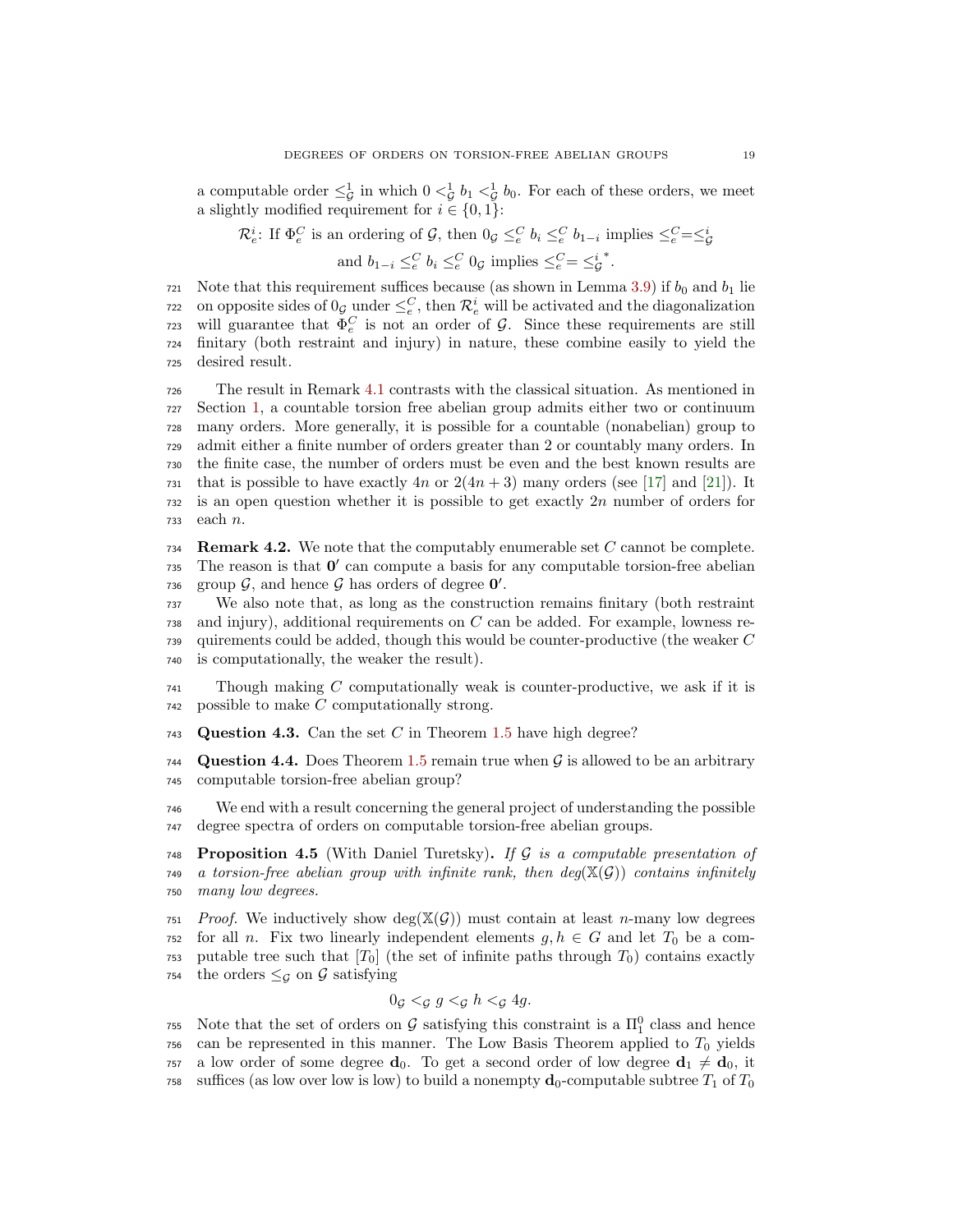a computable order $\leq^1_{\mathcal{G}}$ in which $0 <^1_{\mathcal{G}} b_1 <^1_{\mathcal{G}} b_0$. For each of these orders, we meet a slightly modified requirement for $i \in \{0, 1\}$:

$$\mathcal{R}^i_e\text{: If } \Phi^C_e \text{ is an ordering of } \mathcal{G}\text{, then } 0_{\mathcal{G}} \leq^C_e b_i \leq^C_e b_{1-i} \text{ implies } \leq^C_e = \leq^i_{\mathcal{G}}$$
$$\text{and } b_{1-i} \leq^C_e b_i \leq^C_e 0_{\mathcal{G}} \text{ implies } \leq^C_e = {\leq^i_{\mathcal{G}}}^*.$$

Note that this requirement suffices because (as shown in Lemma 3.9) if $b_0$ and $b_1$ lie on opposite sides of $0_{\mathcal{G}}$ under $\leq^C_e$, then $\mathcal{R}^i_e$ will be activated and the diagonalization will guarantee that $\Phi^C_e$ is not an order of $\mathcal{G}$. Since these requirements are still finitary (both restraint and injury) in nature, these combine easily to yield the desired result.

The result in Remark 4.1 contrasts with the classical situation. As mentioned in Section 1, a countable torsion free abelian group admits either two or continuum many orders. More generally, it is possible for a countable (nonabelian) group to admit either a finite number of orders greater than 2 or countably many orders. In the finite case, the number of orders must be even and the best known results are that is possible to have exactly $4n$ or $2(4n+3)$ many orders (see [17] and [21]). It is an open question whether it is possible to get exactly $2n$ number of orders for each $n$.

**Remark 4.2.** We note that the computably enumerable set $C$ cannot be complete. The reason is that $\mathbf{0}'$ can compute a basis for any computable torsion-free abelian group $\mathcal{G}$, and hence $\mathcal{G}$ has orders of degree $\mathbf{0}'$.

We also note that, as long as the construction remains finitary (both restraint and injury), additional requirements on $C$ can be added. For example, lowness requirements could be added, though this would be counter-productive (the weaker $C$ is computationally, the weaker the result).

Though making $C$ computationally weak is counter-productive, we ask if it is possible to make $C$ computationally strong.

**Question 4.3.** Can the set $C$ in Theorem 1.5 have high degree?

**Question 4.4.** Does Theorem 1.5 remain true when $\mathcal{G}$ is allowed to be an arbitrary computable torsion-free abelian group?

We end with a result concerning the general project of understanding the possible degree spectra of orders on computable torsion-free abelian groups.

**Proposition 4.5** (With Daniel Turetsky)**.** *If $\mathcal{G}$ is a computable presentation of a torsion-free abelian group with infinite rank, then deg($\mathbb{X}(\mathcal{G})$) contains infinitely many low degrees.*

*Proof.* We inductively show deg($\mathbb{X}(\mathcal{G})$) must contain at least $n$-many low degrees for all $n$. Fix two linearly independent elements $g, h \in G$ and let $T_0$ be a computable tree such that $[T_0]$ (the set of infinite paths through $T_0$) contains exactly the orders $\leq_{\mathcal{G}}$ on $\mathcal{G}$ satisfying

$$0_{\mathcal{G}} <_{\mathcal{G}} g <_{\mathcal{G}} h <_{\mathcal{G}} 4g.$$

Note that the set of orders on $\mathcal{G}$ satisfying this constraint is a $\Pi^0_1$ class and hence can be represented in this manner. The Low Basis Theorem applied to $T_0$ yields a low order of some degree $\mathbf{d}_0$. To get a second order of low degree $\mathbf{d}_1 \neq \mathbf{d}_0$, it suffices (as low over low is low) to build a nonempty $\mathbf{d}_0$-computable subtree $T_1$ of $T_0$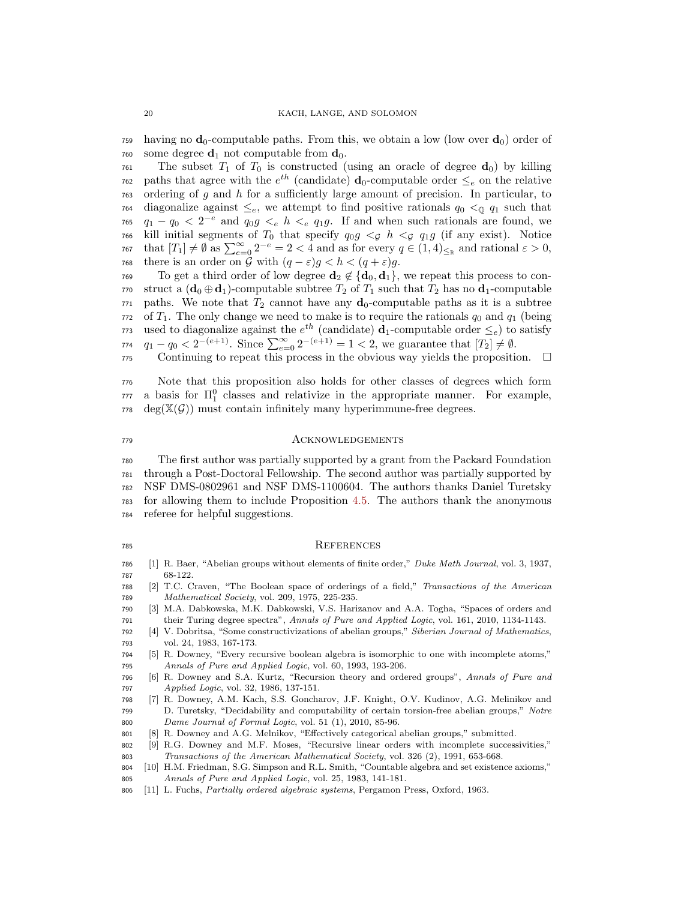having no $\mathbf{d}_0$-computable paths. From this, we obtain a low (low over $\mathbf{d}_0$) order of some degree $\mathbf{d}_1$ not computable from $\mathbf{d}_0$.

The subset $T_1$ of $T_0$ is constructed (using an oracle of degree $\mathbf{d}_0$) by killing paths that agree with the $e^{th}$ (candidate) $\mathbf{d}_0$-computable order $\leq_e$ on the relative ordering of $g$ and $h$ for a sufficiently large amount of precision. In particular, to diagonalize against $\leq_e$, we attempt to find positive rationals $q_0 <_{\mathbb{Q}} q_1$ such that $q_1 - q_0 < 2^{-e}$ and $q_0 g <_e h <_e q_1 g$. If and when such rationals are found, we kill initial segments of $T_0$ that specify $q_0 g <_{\mathcal{G}} h <_{\mathcal{G}} q_1 g$ (if any exist). Notice that $[T_1] \neq \emptyset$ as $\sum_{e=0}^{\infty} 2^{-e} = 2 < 4$ and as for every $q \in (1,4)_{\leq_{\mathbb{R}}}$ and rational $\varepsilon > 0$, there is an order on $\mathcal{G}$ with $(q - \varepsilon)g < h < (q + \varepsilon)g$.

To get a third order of low degree $\mathbf{d}_2 \notin \{\mathbf{d}_0, \mathbf{d}_1\}$, we repeat this process to construct a $(\mathbf{d}_0 \oplus \mathbf{d}_1)$-computable subtree $T_2$ of $T_1$ such that $T_2$ has no $\mathbf{d}_1$-computable paths. We note that $T_2$ cannot have any $\mathbf{d}_0$-computable paths as it is a subtree of $T_1$. The only change we need to make is to require the rationals $q_0$ and $q_1$ (being used to diagonalize against the $e^{th}$ (candidate) $\mathbf{d}_1$-computable order $\leq_e$) to satisfy $q_1 - q_0 < 2^{-(e+1)}$. Since $\sum_{e=0}^{\infty} 2^{-(e+1)} = 1 < 2$, we guarantee that $[T_2] \neq \emptyset$.

Continuing to repeat this process in the obvious way yields the proposition. $\square$

Note that this proposition also holds for other classes of degrees which form a basis for $\Pi^0_1$ classes and relativize in the appropriate manner. For example, $\deg(\mathbb{X}(\mathcal{G}))$ must contain infinitely many hyperimmune-free degrees.

## Acknowledgements

The first author was partially supported by a grant from the Packard Foundation through a Post-Doctoral Fellowship. The second author was partially supported by NSF DMS-0802961 and NSF DMS-1100604. The authors thanks Daniel Turetsky for allowing them to include Proposition 4.5. The authors thank the anonymous referee for helpful suggestions.

## References

[1] R. Baer, "Abelian groups without elements of finite order," *Duke Math Journal*, vol. 3, 1937, 68-122.

[2] T.C. Craven, "The Boolean space of orderings of a field," *Transactions of the American Mathematical Society*, vol. 209, 1975, 225-235.

[3] M.A. Dabkowska, M.K. Dabkowski, V.S. Harizanov and A.A. Togha, "Spaces of orders and their Turing degree spectra", *Annals of Pure and Applied Logic*, vol. 161, 2010, 1134-1143.

[4] V. Dobritsa, "Some constructivizations of abelian groups," *Siberian Journal of Mathematics*, vol. 24, 1983, 167-173.

[5] R. Downey, "Every recursive boolean algebra is isomorphic to one with incomplete atoms," *Annals of Pure and Applied Logic*, vol. 60, 1993, 193-206.

[6] R. Downey and S.A. Kurtz, "Recursion theory and ordered groups", *Annals of Pure and Applied Logic*, vol. 32, 1986, 137-151.

[7] R. Downey, A.M. Kach, S.S. Goncharov, J.F. Knight, O.V. Kudinov, A.G. Melinikov and D. Turetsky, "Decidability and computability of certain torsion-free abelian groups," *Notre Dame Journal of Formal Logic*, vol. 51 (1), 2010, 85-96.

[8] R. Downey and A.G. Melnikov, "Effectively categorical abelian groups," submitted.

[9] R.G. Downey and M.F. Moses, "Recursive linear orders with incomplete successivities," *Transactions of the American Mathematical Society*, vol. 326 (2), 1991, 653-668.

[10] H.M. Friedman, S.G. Simpson and R.L. Smith, "Countable algebra and set existence axioms," *Annals of Pure and Applied Logic*, vol. 25, 1983, 141-181.

[11] L. Fuchs, *Partially ordered algebraic systems*, Pergamon Press, Oxford, 1963.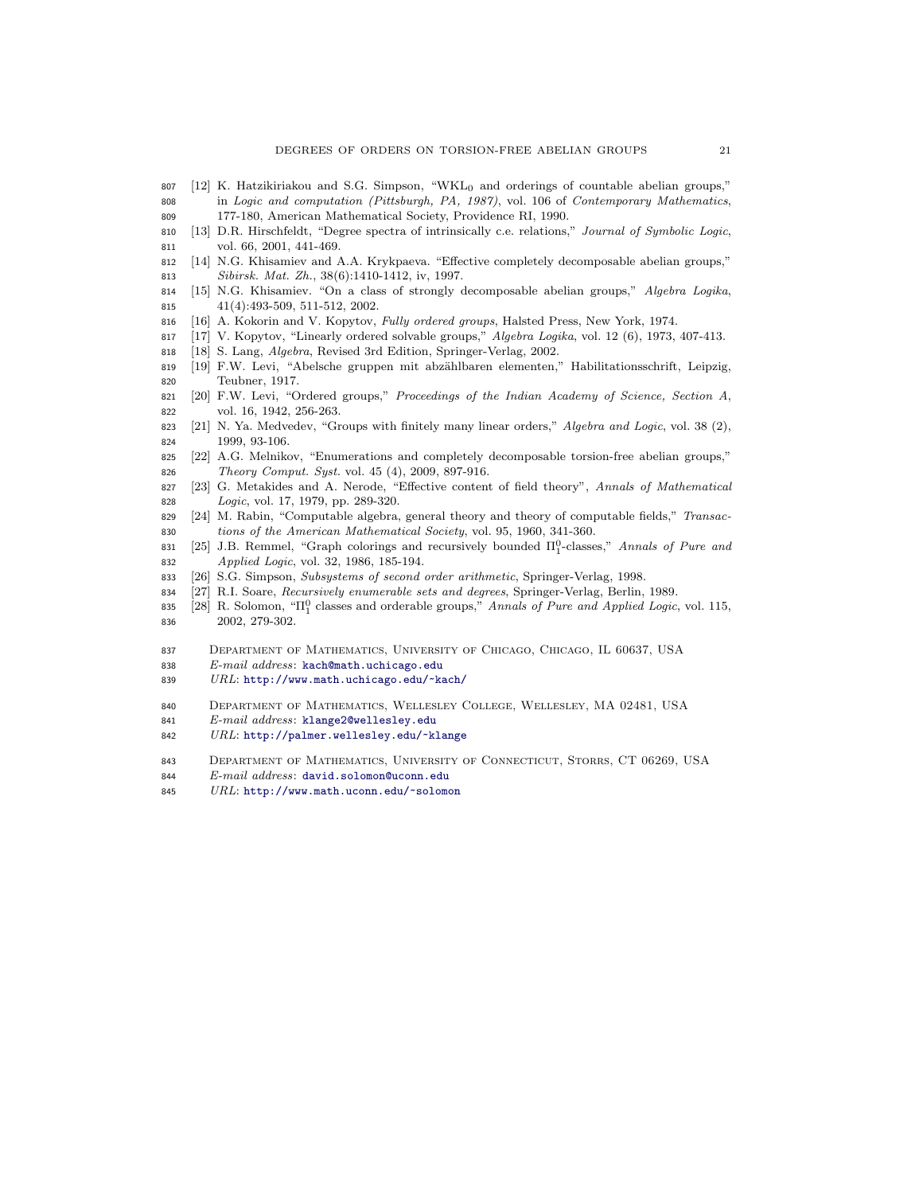[12] K. Hatzikiriakou and S.G. Simpson, "$\mathrm{WKL}_0$ and orderings of countable abelian groups," in *Logic and computation (Pittsburgh, PA, 1987)*, vol. 106 of *Contemporary Mathematics*, 177-180, American Mathematical Society, Providence RI, 1990.

[13] D.R. Hirschfeldt, "Degree spectra of intrinsically c.e. relations," *Journal of Symbolic Logic*, vol. 66, 2001, 441-469.

[14] N.G. Khisamiev and A.A. Krykpaeva. "Effective completely decomposable abelian groups," *Sibirsk. Mat. Zh.*, 38(6):1410-1412, iv, 1997.

[15] N.G. Khisamiev. "On a class of strongly decomposable abelian groups," *Algebra Logika*, 41(4):493-509, 511-512, 2002.

[16] A. Kokorin and V. Kopytov, *Fully ordered groups*, Halsted Press, New York, 1974.

[17] V. Kopytov, "Linearly ordered solvable groups," *Algebra Logika*, vol. 12 (6), 1973, 407-413.

[18] S. Lang, *Algebra*, Revised 3rd Edition, Springer-Verlag, 2002.

[19] F.W. Levi, "Abelsche gruppen mit abzählbaren elementen," Habilitationsschrift, Leipzig, Teubner, 1917.

[20] F.W. Levi, "Ordered groups," *Proceedings of the Indian Academy of Science, Section A*, vol. 16, 1942, 256-263.

[21] N. Ya. Medvedev, "Groups with finitely many linear orders," *Algebra and Logic*, vol. 38 (2), 1999, 93-106.

[22] A.G. Melnikov, "Enumerations and completely decomposable torsion-free abelian groups," *Theory Comput. Syst.* vol. 45 (4), 2009, 897-916.

[23] G. Metakides and A. Nerode, "Effective content of field theory", *Annals of Mathematical Logic*, vol. 17, 1979, pp. 289-320.

[24] M. Rabin, "Computable algebra, general theory and theory of computable fields," *Transactions of the American Mathematical Society*, vol. 95, 1960, 341-360.

[25] J.B. Remmel, "Graph colorings and recursively bounded $\Pi^0_1$-classes," *Annals of Pure and Applied Logic*, vol. 32, 1986, 185-194.

[26] S.G. Simpson, *Subsystems of second order arithmetic*, Springer-Verlag, 1998.

[27] R.I. Soare, *Recursively enumerable sets and degrees*, Springer-Verlag, Berlin, 1989.

[28] R. Solomon, "$\Pi^0_1$ classes and orderable groups," *Annals of Pure and Applied Logic*, vol. 115, 2002, 279-302.

Department of Mathematics, University of Chicago, Chicago, IL 60637, USA
*E-mail address*: kach@math.uchicago.edu
*URL*: http://www.math.uchicago.edu/~kach/

Department of Mathematics, Wellesley College, Wellesley, MA 02481, USA
*E-mail address*: klange2@wellesley.edu
*URL*: http://palmer.wellesley.edu/~klange

Department of Mathematics, University of Connecticut, Storrs, CT 06269, USA
*E-mail address*: david.solomon@uconn.edu
*URL*: http://www.math.uconn.edu/~solomon